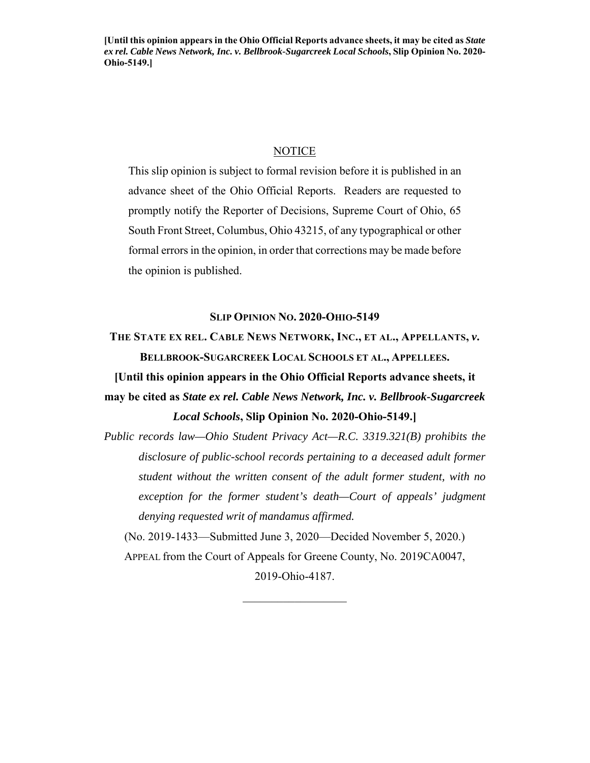**[Until this opinion appears in the Ohio Official Reports advance sheets, it may be cited as *State ex rel. Cable News Network, Inc. v. Bellbrook-Sugarcreek Local Schools*, Slip Opinion No. 2020-Ohio-5149.]**

NOTICE

This slip opinion is subject to formal revision before it is published in an advance sheet of the Ohio Official Reports. Readers are requested to promptly notify the Reporter of Decisions, Supreme Court of Ohio, 65 South Front Street, Columbus, Ohio 43215, of any typographical or other formal errors in the opinion, in order that corrections may be made before the opinion is published.

**SLIP OPINION NO. 2020-OHIO-5149**

**THE STATE EX REL. CABLE NEWS NETWORK, INC., ET AL., APPELLANTS, *v.* BELLBROOK-SUGARCREEK LOCAL SCHOOLS ET AL., APPELLEES.**

**[Until this opinion appears in the Ohio Official Reports advance sheets, it may be cited as *State ex rel. Cable News Network, Inc. v. Bellbrook-Sugarcreek Local Schools*, Slip Opinion No. 2020-Ohio-5149.]**

*Public records law—Ohio Student Privacy Act—R.C. 3319.321(B) prohibits the disclosure of public-school records pertaining to a deceased adult former student without the written consent of the adult former student, with no exception for the former student's death—Court of appeals' judgment denying requested writ of mandamus affirmed.*

(No. 2019-1433—Submitted June 3, 2020—Decided November 5, 2020.)

APPEAL from the Court of Appeals for Greene County, No. 2019CA0047, 2019-Ohio-4187.

---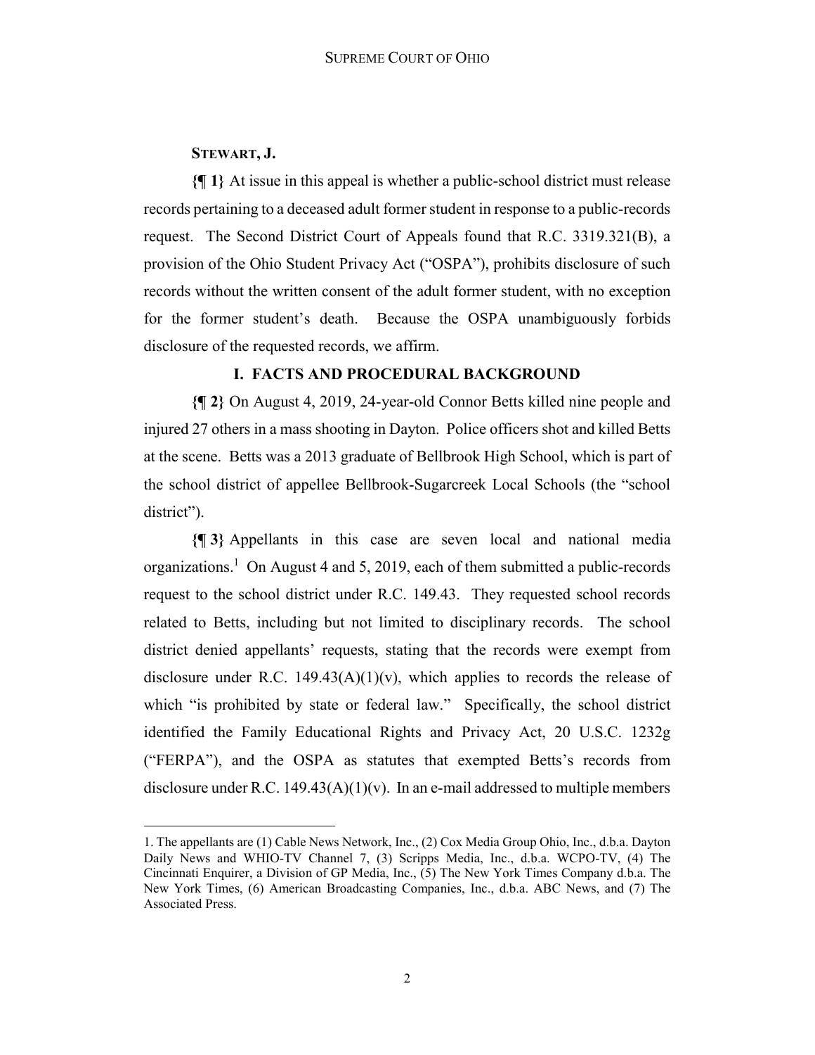**STEWART, J.**

**{¶ 1}** At issue in this appeal is whether a public-school district must release records pertaining to a deceased adult former student in response to a public-records request. The Second District Court of Appeals found that R.C. 3319.321(B), a provision of the Ohio Student Privacy Act ("OSPA"), prohibits disclosure of such records without the written consent of the adult former student, with no exception for the former student's death. Because the OSPA unambiguously forbids disclosure of the requested records, we affirm.

## I. FACTS AND PROCEDURAL BACKGROUND

**{¶ 2}** On August 4, 2019, 24-year-old Connor Betts killed nine people and injured 27 others in a mass shooting in Dayton. Police officers shot and killed Betts at the scene. Betts was a 2013 graduate of Bellbrook High School, which is part of the school district of appellee Bellbrook-Sugarcreek Local Schools (the "school district").

**{¶ 3}** Appellants in this case are seven local and national media organizations.[1] On August 4 and 5, 2019, each of them submitted a public-records request to the school district under R.C. 149.43. They requested school records related to Betts, including but not limited to disciplinary records. The school district denied appellants' requests, stating that the records were exempt from disclosure under R.C. 149.43(A)(1)(v), which applies to records the release of which "is prohibited by state or federal law." Specifically, the school district identified the Family Educational Rights and Privacy Act, 20 U.S.C. 1232g ("FERPA"), and the OSPA as statutes that exempted Betts's records from disclosure under R.C. 149.43(A)(1)(v). In an e-mail addressed to multiple members

---

1. The appellants are (1) Cable News Network, Inc., (2) Cox Media Group Ohio, Inc., d.b.a. Dayton Daily News and WHIO-TV Channel 7, (3) Scripps Media, Inc., d.b.a. WCPO-TV, (4) The Cincinnati Enquirer, a Division of GP Media, Inc., (5) The New York Times Company d.b.a. The New York Times, (6) American Broadcasting Companies, Inc., d.b.a. ABC News, and (7) The Associated Press.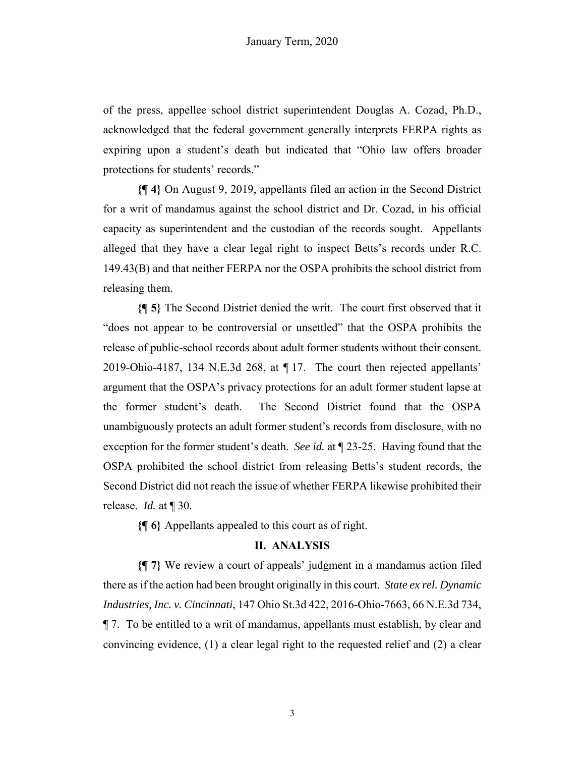of the press, appellee school district superintendent Douglas A. Cozad, Ph.D., acknowledged that the federal government generally interprets FERPA rights as expiring upon a student's death but indicated that "Ohio law offers broader protections for students' records."

**{¶ 4}** On August 9, 2019, appellants filed an action in the Second District for a writ of mandamus against the school district and Dr. Cozad, in his official capacity as superintendent and the custodian of the records sought. Appellants alleged that they have a clear legal right to inspect Betts's records under R.C. 149.43(B) and that neither FERPA nor the OSPA prohibits the school district from releasing them.

**{¶ 5}** The Second District denied the writ. The court first observed that it "does not appear to be controversial or unsettled" that the OSPA prohibits the release of public-school records about adult former students without their consent. 2019-Ohio-4187, 134 N.E.3d 268, at ¶ 17. The court then rejected appellants' argument that the OSPA's privacy protections for an adult former student lapse at the former student's death. The Second District found that the OSPA unambiguously protects an adult former student's records from disclosure, with no exception for the former student's death. *See id.* at ¶ 23-25. Having found that the OSPA prohibited the school district from releasing Betts's student records, the Second District did not reach the issue of whether FERPA likewise prohibited their release. *Id.* at ¶ 30.

**{¶ 6}** Appellants appealed to this court as of right.

## II. ANALYSIS

**{¶ 7}** We review a court of appeals' judgment in a mandamus action filed there as if the action had been brought originally in this court. *State ex rel. Dynamic Industries, Inc. v. Cincinnati*, 147 Ohio St.3d 422, 2016-Ohio-7663, 66 N.E.3d 734, ¶ 7. To be entitled to a writ of mandamus, appellants must establish, by clear and convincing evidence, (1) a clear legal right to the requested relief and (2) a clear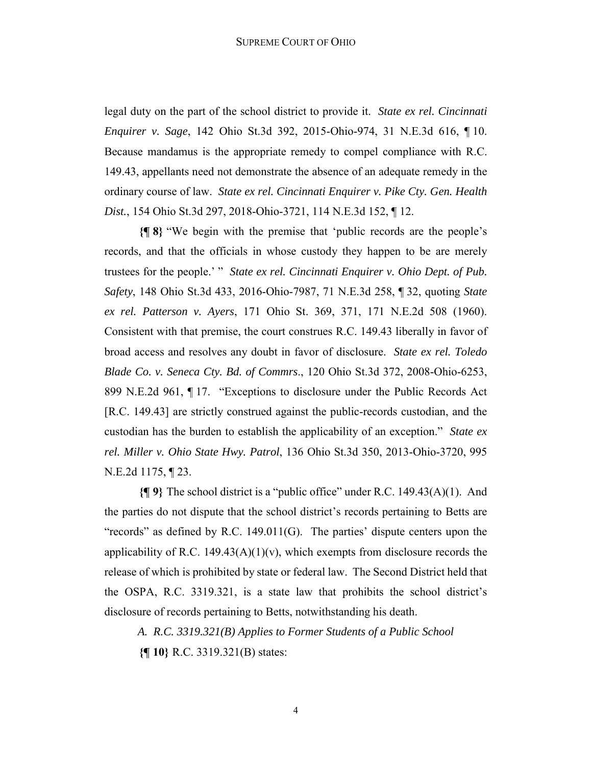legal duty on the part of the school district to provide it. *State ex rel. Cincinnati Enquirer v. Sage*, 142 Ohio St.3d 392, 2015-Ohio-974, 31 N.E.3d 616, ¶ 10. Because mandamus is the appropriate remedy to compel compliance with R.C. 149.43, appellants need not demonstrate the absence of an adequate remedy in the ordinary course of law. *State ex rel. Cincinnati Enquirer v. Pike Cty. Gen. Health Dist.*, 154 Ohio St.3d 297, 2018-Ohio-3721, 114 N.E.3d 152, ¶ 12.

**{¶ 8}** "We begin with the premise that 'public records are the people's records, and that the officials in whose custody they happen to be are merely trustees for the people.' " *State ex rel. Cincinnati Enquirer v. Ohio Dept. of Pub. Safety*, 148 Ohio St.3d 433, 2016-Ohio-7987, 71 N.E.3d 258, ¶ 32, quoting *State ex rel. Patterson v. Ayers*, 171 Ohio St. 369, 371, 171 N.E.2d 508 (1960). Consistent with that premise, the court construes R.C. 149.43 liberally in favor of broad access and resolves any doubt in favor of disclosure. *State ex rel. Toledo Blade Co. v. Seneca Cty. Bd. of Commrs*., 120 Ohio St.3d 372, 2008-Ohio-6253, 899 N.E.2d 961, ¶ 17. "Exceptions to disclosure under the Public Records Act [R.C. 149.43] are strictly construed against the public-records custodian, and the custodian has the burden to establish the applicability of an exception." *State ex rel. Miller v. Ohio State Hwy. Patrol*, 136 Ohio St.3d 350, 2013-Ohio-3720, 995 N.E.2d 1175, ¶ 23.

**{¶ 9}** The school district is a "public office" under R.C. 149.43(A)(1). And the parties do not dispute that the school district's records pertaining to Betts are "records" as defined by R.C. 149.011(G). The parties' dispute centers upon the applicability of R.C. 149.43(A)(1)(v), which exempts from disclosure records the release of which is prohibited by state or federal law. The Second District held that the OSPA, R.C. 3319.321, is a state law that prohibits the school district's disclosure of records pertaining to Betts, notwithstanding his death.

*A. R.C. 3319.321(B) Applies to Former Students of a Public School*

**{¶ 10}** R.C. 3319.321(B) states: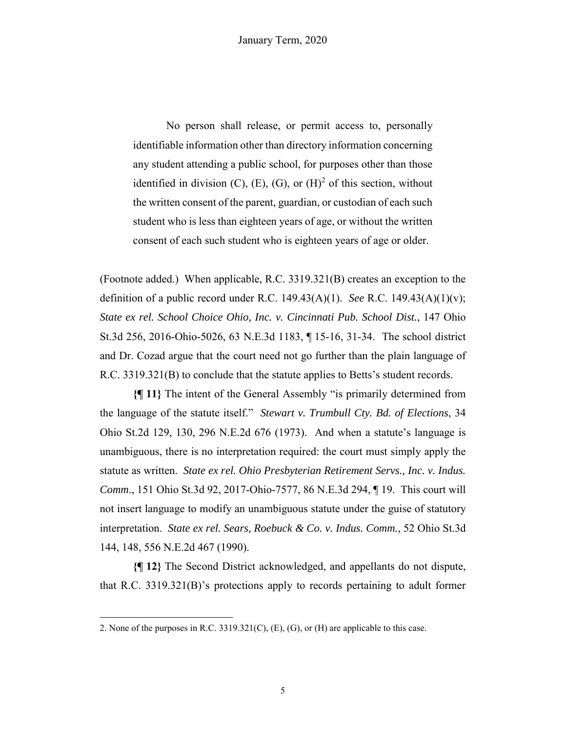> No person shall release, or permit access to, personally identifiable information other than directory information concerning any student attending a public school, for purposes other than those identified in division (C), (E), (G), or (H)[2] of this section, without the written consent of the parent, guardian, or custodian of each such student who is less than eighteen years of age, or without the written consent of each such student who is eighteen years of age or older.

(Footnote added.) When applicable, R.C. 3319.321(B) creates an exception to the definition of a public record under R.C. 149.43(A)(1). *See* R.C. 149.43(A)(1)(v); *State ex rel. School Choice Ohio, Inc. v. Cincinnati Pub. School Dist.*, 147 Ohio St.3d 256, 2016-Ohio-5026, 63 N.E.3d 1183, ¶ 15-16, 31-34. The school district and Dr. Cozad argue that the court need not go further than the plain language of R.C. 3319.321(B) to conclude that the statute applies to Betts's student records.

**{¶ 11}** The intent of the General Assembly "is primarily determined from the language of the statute itself." *Stewart v. Trumbull Cty. Bd. of Elections*, 34 Ohio St.2d 129, 130, 296 N.E.2d 676 (1973). And when a statute's language is unambiguous, there is no interpretation required: the court must simply apply the statute as written. *State ex rel. Ohio Presbyterian Retirement Servs., Inc. v. Indus. Comm*., 151 Ohio St.3d 92, 2017-Ohio-7577, 86 N.E.3d 294, ¶ 19. This court will not insert language to modify an unambiguous statute under the guise of statutory interpretation. *State ex rel. Sears, Roebuck & Co. v. Indus. Comm.*, 52 Ohio St.3d 144, 148, 556 N.E.2d 467 (1990).

**{¶ 12}** The Second District acknowledged, and appellants do not dispute, that R.C. 3319.321(B)'s protections apply to records pertaining to adult former

---

2. None of the purposes in R.C. 3319.321(C), (E), (G), or (H) are applicable to this case.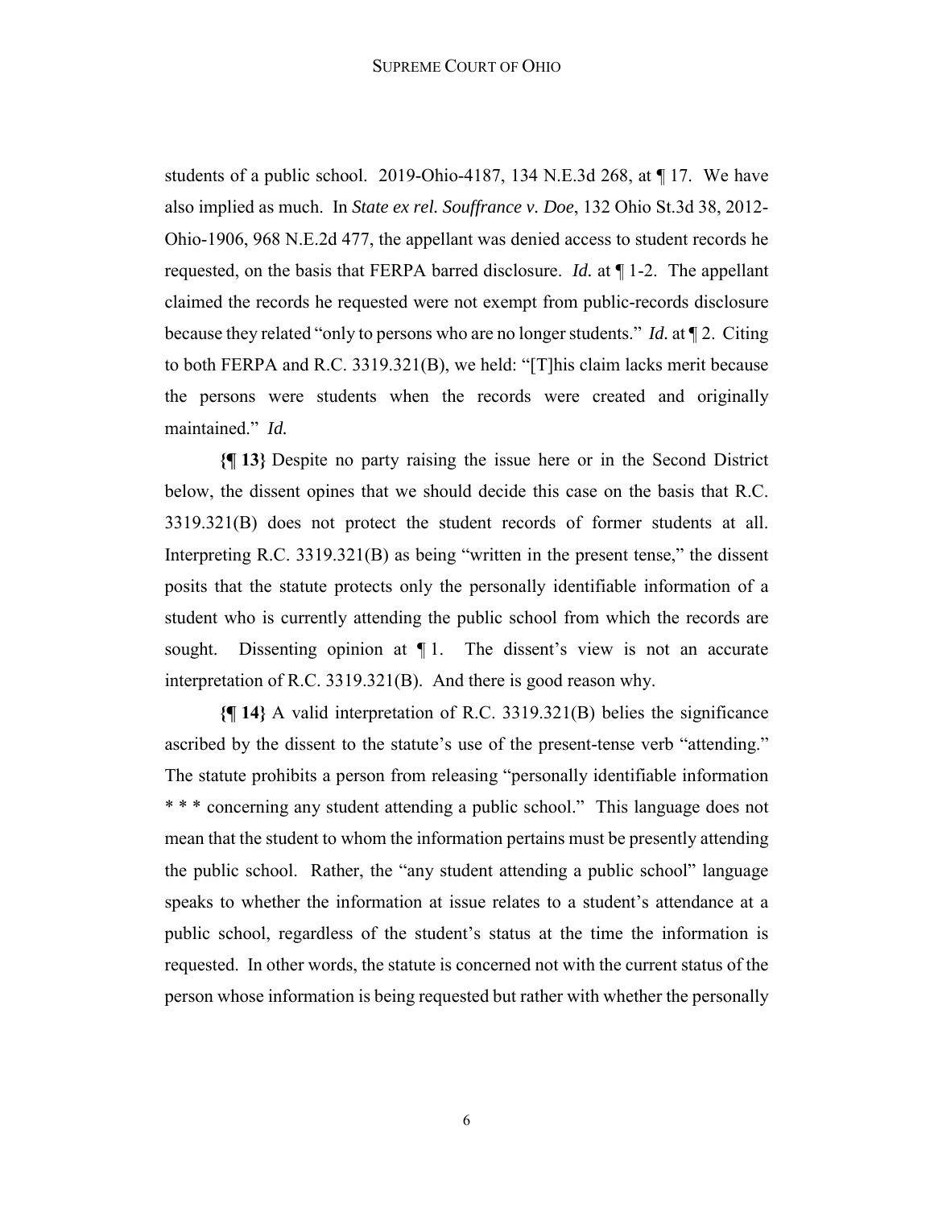students of a public school. 2019-Ohio-4187, 134 N.E.3d 268, at ¶ 17. We have also implied as much. In *State ex rel. Souffrance v. Doe*, 132 Ohio St.3d 38, 2012-Ohio-1906, 968 N.E.2d 477, the appellant was denied access to student records he requested, on the basis that FERPA barred disclosure. *Id.* at ¶ 1-2. The appellant claimed the records he requested were not exempt from public-records disclosure because they related "only to persons who are no longer students." *Id.* at ¶ 2. Citing to both FERPA and R.C. 3319.321(B), we held: "[T]his claim lacks merit because the persons were students when the records were created and originally maintained." *Id.*

**{¶ 13}** Despite no party raising the issue here or in the Second District below, the dissent opines that we should decide this case on the basis that R.C. 3319.321(B) does not protect the student records of former students at all. Interpreting R.C. 3319.321(B) as being "written in the present tense," the dissent posits that the statute protects only the personally identifiable information of a student who is currently attending the public school from which the records are sought. Dissenting opinion at ¶ 1. The dissent's view is not an accurate interpretation of R.C. 3319.321(B). And there is good reason why.

**{¶ 14}** A valid interpretation of R.C. 3319.321(B) belies the significance ascribed by the dissent to the statute's use of the present-tense verb "attending." The statute prohibits a person from releasing "personally identifiable information * * * concerning any student attending a public school." This language does not mean that the student to whom the information pertains must be presently attending the public school. Rather, the "any student attending a public school" language speaks to whether the information at issue relates to a student's attendance at a public school, regardless of the student's status at the time the information is requested. In other words, the statute is concerned not with the current status of the person whose information is being requested but rather with whether the personally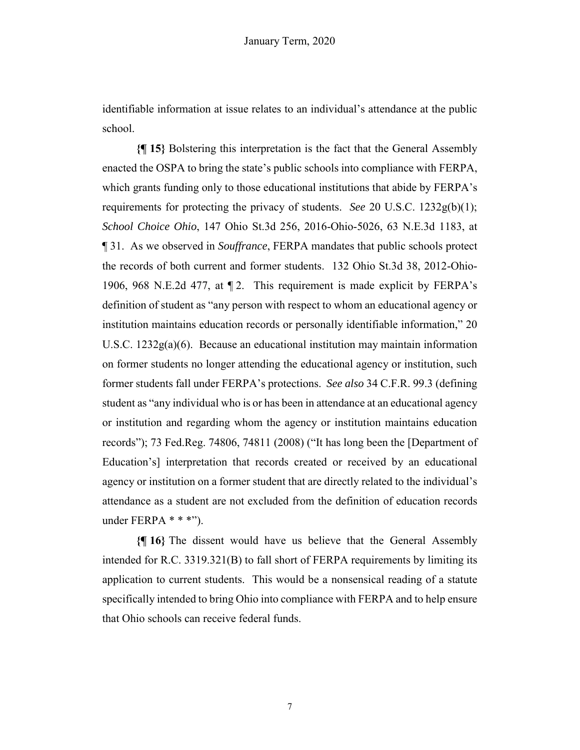identifiable information at issue relates to an individual's attendance at the public school.

**{¶ 15}** Bolstering this interpretation is the fact that the General Assembly enacted the OSPA to bring the state's public schools into compliance with FERPA, which grants funding only to those educational institutions that abide by FERPA's requirements for protecting the privacy of students. *See* 20 U.S.C. 1232g(b)(1); *School Choice Ohio*, 147 Ohio St.3d 256, 2016-Ohio-5026, 63 N.E.3d 1183, at ¶ 31. As we observed in *Souffrance*, FERPA mandates that public schools protect the records of both current and former students. 132 Ohio St.3d 38, 2012-Ohio-1906, 968 N.E.2d 477, at ¶ 2. This requirement is made explicit by FERPA's definition of student as "any person with respect to whom an educational agency or institution maintains education records or personally identifiable information," 20 U.S.C. 1232g(a)(6). Because an educational institution may maintain information on former students no longer attending the educational agency or institution, such former students fall under FERPA's protections. *See also* 34 C.F.R. 99.3 (defining student as "any individual who is or has been in attendance at an educational agency or institution and regarding whom the agency or institution maintains education records"); 73 Fed.Reg. 74806, 74811 (2008) ("It has long been the [Department of Education's] interpretation that records created or received by an educational agency or institution on a former student that are directly related to the individual's attendance as a student are not excluded from the definition of education records under FERPA * * *").

**{¶ 16}** The dissent would have us believe that the General Assembly intended for R.C. 3319.321(B) to fall short of FERPA requirements by limiting its application to current students. This would be a nonsensical reading of a statute specifically intended to bring Ohio into compliance with FERPA and to help ensure that Ohio schools can receive federal funds.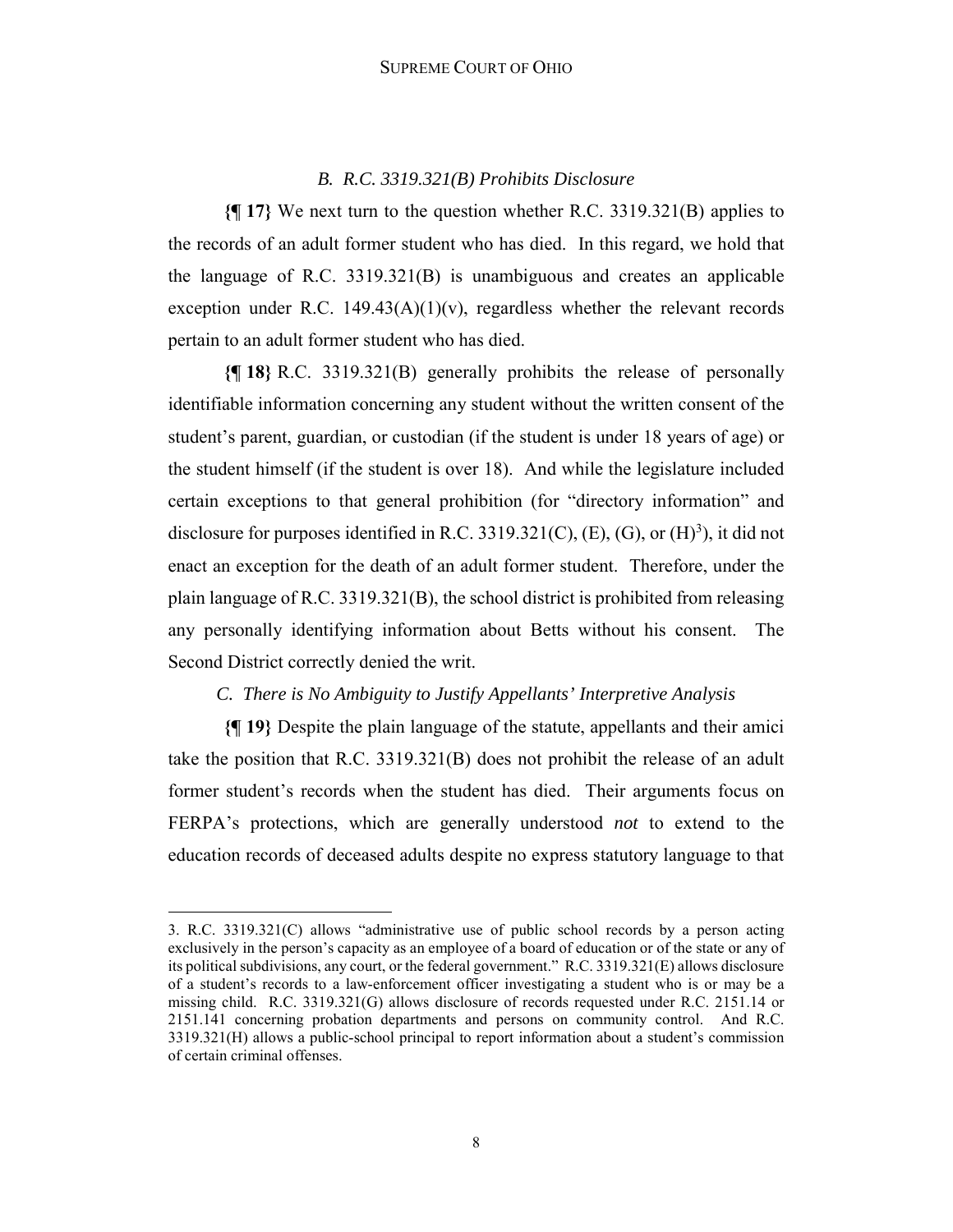### *B. R.C. 3319.321(B) Prohibits Disclosure*

**{¶ 17}** We next turn to the question whether R.C. 3319.321(B) applies to the records of an adult former student who has died. In this regard, we hold that the language of R.C. 3319.321(B) is unambiguous and creates an applicable exception under R.C. 149.43(A)(1)(v), regardless whether the relevant records pertain to an adult former student who has died.

**{¶ 18}** R.C. 3319.321(B) generally prohibits the release of personally identifiable information concerning any student without the written consent of the student's parent, guardian, or custodian (if the student is under 18 years of age) or the student himself (if the student is over 18). And while the legislature included certain exceptions to that general prohibition (for "directory information" and disclosure for purposes identified in R.C. 3319.321(C), (E), (G), or (H)[3]), it did not enact an exception for the death of an adult former student. Therefore, under the plain language of R.C. 3319.321(B), the school district is prohibited from releasing any personally identifying information about Betts without his consent. The Second District correctly denied the writ.

### *C. There is No Ambiguity to Justify Appellants' Interpretive Analysis*

**{¶ 19}** Despite the plain language of the statute, appellants and their amici take the position that R.C. 3319.321(B) does not prohibit the release of an adult former student's records when the student has died. Their arguments focus on FERPA's protections, which are generally understood *not* to extend to the education records of deceased adults despite no express statutory language to that

---

3. R.C. 3319.321(C) allows "administrative use of public school records by a person acting exclusively in the person's capacity as an employee of a board of education or of the state or any of its political subdivisions, any court, or the federal government." R.C. 3319.321(E) allows disclosure of a student's records to a law-enforcement officer investigating a student who is or may be a missing child. R.C. 3319.321(G) allows disclosure of records requested under R.C. 2151.14 or 2151.141 concerning probation departments and persons on community control. And R.C. 3319.321(H) allows a public-school principal to report information about a student's commission of certain criminal offenses.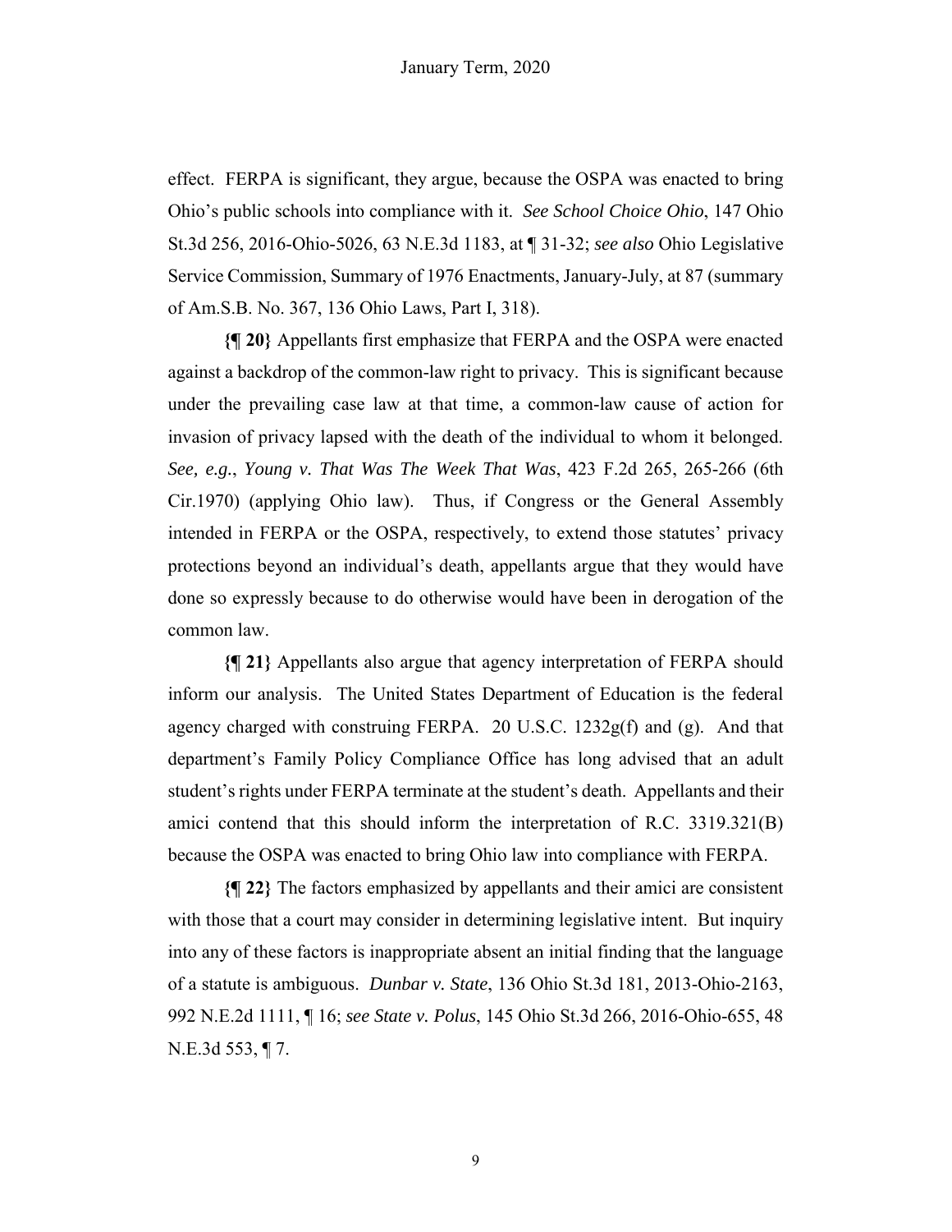effect. FERPA is significant, they argue, because the OSPA was enacted to bring Ohio's public schools into compliance with it. *See School Choice Ohio*, 147 Ohio St.3d 256, 2016-Ohio-5026, 63 N.E.3d 1183, at ¶ 31-32; *see also* Ohio Legislative Service Commission, Summary of 1976 Enactments, January-July, at 87 (summary of Am.S.B. No. 367, 136 Ohio Laws, Part I, 318).

**{¶ 20}** Appellants first emphasize that FERPA and the OSPA were enacted against a backdrop of the common-law right to privacy. This is significant because under the prevailing case law at that time, a common-law cause of action for invasion of privacy lapsed with the death of the individual to whom it belonged. *See, e.g.*, *Young v. That Was The Week That Was*, 423 F.2d 265, 265-266 (6th Cir.1970) (applying Ohio law). Thus, if Congress or the General Assembly intended in FERPA or the OSPA, respectively, to extend those statutes' privacy protections beyond an individual's death, appellants argue that they would have done so expressly because to do otherwise would have been in derogation of the common law.

**{¶ 21}** Appellants also argue that agency interpretation of FERPA should inform our analysis. The United States Department of Education is the federal agency charged with construing FERPA. 20 U.S.C. 1232g(f) and (g). And that department's Family Policy Compliance Office has long advised that an adult student's rights under FERPA terminate at the student's death. Appellants and their amici contend that this should inform the interpretation of R.C. 3319.321(B) because the OSPA was enacted to bring Ohio law into compliance with FERPA.

**{¶ 22}** The factors emphasized by appellants and their amici are consistent with those that a court may consider in determining legislative intent. But inquiry into any of these factors is inappropriate absent an initial finding that the language of a statute is ambiguous. *Dunbar v. State*, 136 Ohio St.3d 181, 2013-Ohio-2163, 992 N.E.2d 1111, ¶ 16; *see State v. Polus*, 145 Ohio St.3d 266, 2016-Ohio-655, 48 N.E.3d 553, ¶ 7.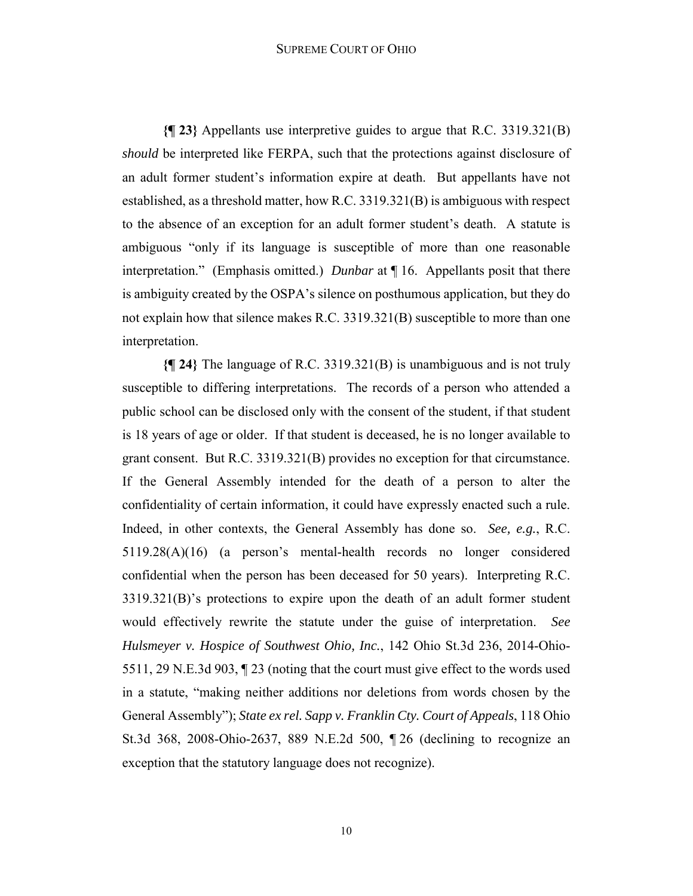**{¶ 23}** Appellants use interpretive guides to argue that R.C. 3319.321(B) *should* be interpreted like FERPA, such that the protections against disclosure of an adult former student's information expire at death. But appellants have not established, as a threshold matter, how R.C. 3319.321(B) is ambiguous with respect to the absence of an exception for an adult former student's death. A statute is ambiguous "only if its language is susceptible of more than one reasonable interpretation." (Emphasis omitted.) *Dunbar* at ¶ 16. Appellants posit that there is ambiguity created by the OSPA's silence on posthumous application, but they do not explain how that silence makes R.C. 3319.321(B) susceptible to more than one interpretation.

**{¶ 24}** The language of R.C. 3319.321(B) is unambiguous and is not truly susceptible to differing interpretations. The records of a person who attended a public school can be disclosed only with the consent of the student, if that student is 18 years of age or older. If that student is deceased, he is no longer available to grant consent. But R.C. 3319.321(B) provides no exception for that circumstance. If the General Assembly intended for the death of a person to alter the confidentiality of certain information, it could have expressly enacted such a rule. Indeed, in other contexts, the General Assembly has done so. *See, e.g.*, R.C. 5119.28(A)(16) (a person's mental-health records no longer considered confidential when the person has been deceased for 50 years). Interpreting R.C. 3319.321(B)'s protections to expire upon the death of an adult former student would effectively rewrite the statute under the guise of interpretation. *See Hulsmeyer v. Hospice of Southwest Ohio, Inc.*, 142 Ohio St.3d 236, 2014-Ohio-5511, 29 N.E.3d 903, ¶ 23 (noting that the court must give effect to the words used in a statute, "making neither additions nor deletions from words chosen by the General Assembly"); *State ex rel. Sapp v. Franklin Cty. Court of Appeals*, 118 Ohio St.3d 368, 2008-Ohio-2637, 889 N.E.2d 500, ¶ 26 (declining to recognize an exception that the statutory language does not recognize).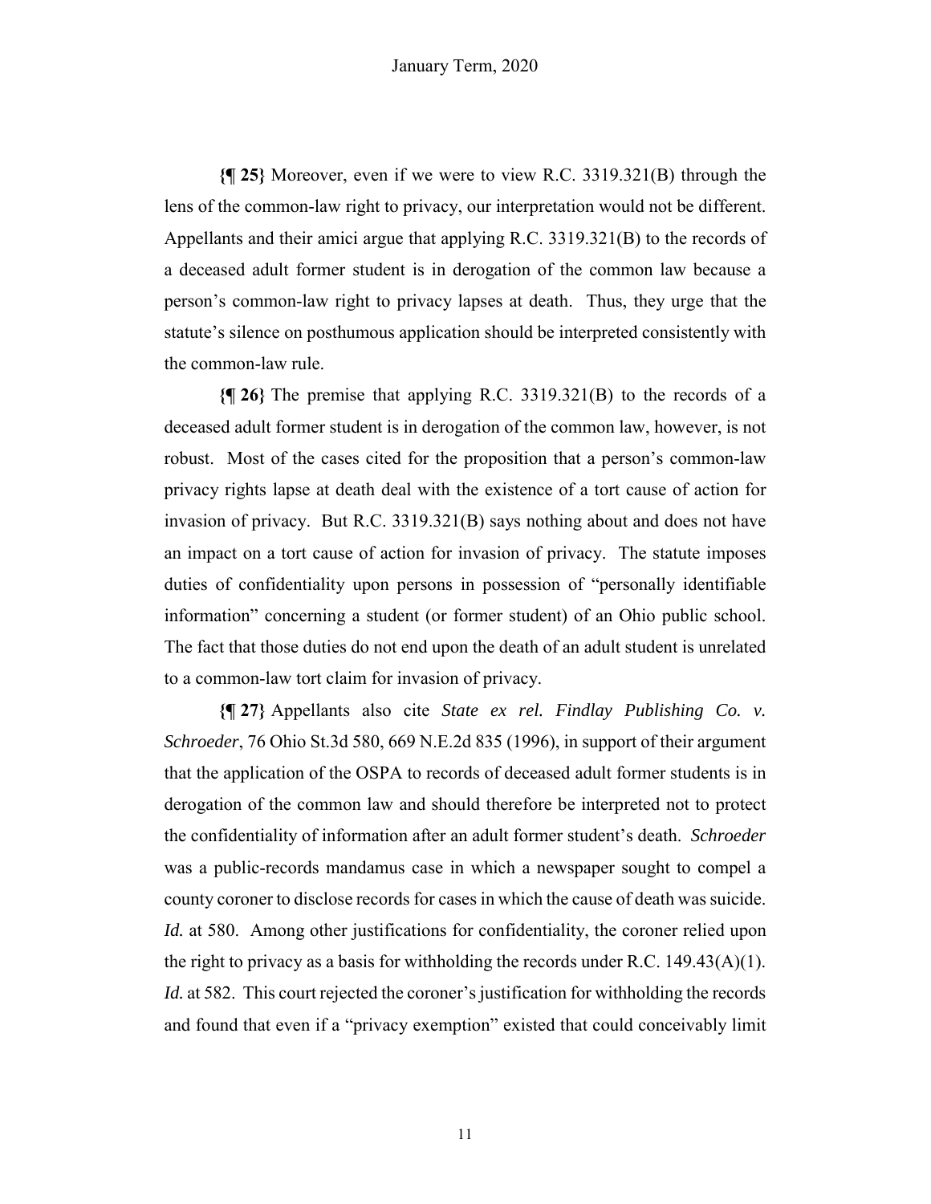**{¶ 25}** Moreover, even if we were to view R.C. 3319.321(B) through the lens of the common-law right to privacy, our interpretation would not be different. Appellants and their amici argue that applying R.C. 3319.321(B) to the records of a deceased adult former student is in derogation of the common law because a person's common-law right to privacy lapses at death. Thus, they urge that the statute's silence on posthumous application should be interpreted consistently with the common-law rule.

**{¶ 26}** The premise that applying R.C. 3319.321(B) to the records of a deceased adult former student is in derogation of the common law, however, is not robust. Most of the cases cited for the proposition that a person's common-law privacy rights lapse at death deal with the existence of a tort cause of action for invasion of privacy. But R.C. 3319.321(B) says nothing about and does not have an impact on a tort cause of action for invasion of privacy. The statute imposes duties of confidentiality upon persons in possession of "personally identifiable information" concerning a student (or former student) of an Ohio public school. The fact that those duties do not end upon the death of an adult student is unrelated to a common-law tort claim for invasion of privacy.

**{¶ 27}** Appellants also cite *State ex rel. Findlay Publishing Co. v. Schroeder*, 76 Ohio St.3d 580, 669 N.E.2d 835 (1996), in support of their argument that the application of the OSPA to records of deceased adult former students is in derogation of the common law and should therefore be interpreted not to protect the confidentiality of information after an adult former student's death. *Schroeder* was a public-records mandamus case in which a newspaper sought to compel a county coroner to disclose records for cases in which the cause of death was suicide. *Id.* at 580. Among other justifications for confidentiality, the coroner relied upon the right to privacy as a basis for withholding the records under R.C. 149.43(A)(1). *Id.* at 582. This court rejected the coroner's justification for withholding the records and found that even if a "privacy exemption" existed that could conceivably limit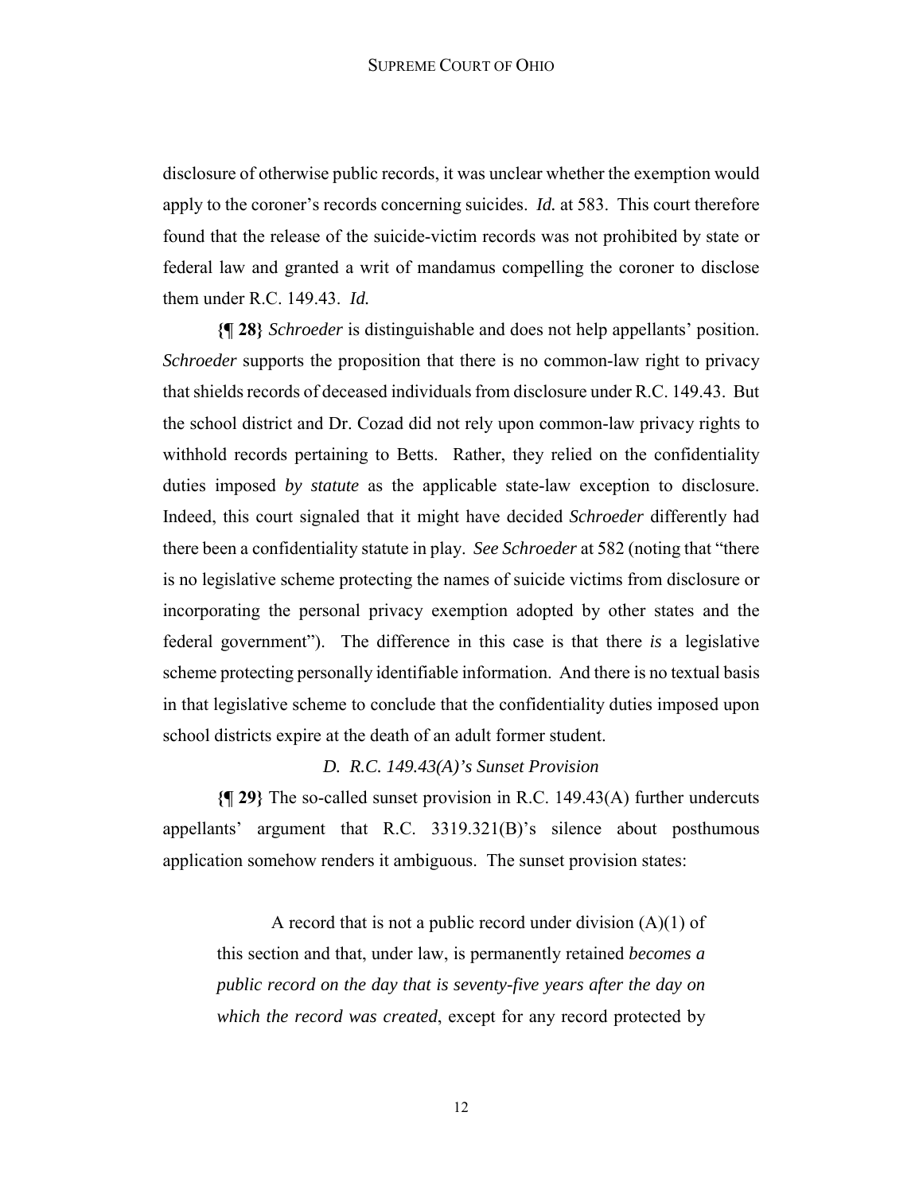disclosure of otherwise public records, it was unclear whether the exemption would apply to the coroner's records concerning suicides. *Id.* at 583. This court therefore found that the release of the suicide-victim records was not prohibited by state or federal law and granted a writ of mandamus compelling the coroner to disclose them under R.C. 149.43. *Id.*

**{¶ 28}** *Schroeder* is distinguishable and does not help appellants' position. *Schroeder* supports the proposition that there is no common-law right to privacy that shields records of deceased individuals from disclosure under R.C. 149.43. But the school district and Dr. Cozad did not rely upon common-law privacy rights to withhold records pertaining to Betts. Rather, they relied on the confidentiality duties imposed *by statute* as the applicable state-law exception to disclosure. Indeed, this court signaled that it might have decided *Schroeder* differently had there been a confidentiality statute in play. *See Schroeder* at 582 (noting that "there is no legislative scheme protecting the names of suicide victims from disclosure or incorporating the personal privacy exemption adopted by other states and the federal government"). The difference in this case is that there *is* a legislative scheme protecting personally identifiable information. And there is no textual basis in that legislative scheme to conclude that the confidentiality duties imposed upon school districts expire at the death of an adult former student.

### *D. R.C. 149.43(A)'s Sunset Provision*

**{¶ 29}** The so-called sunset provision in R.C. 149.43(A) further undercuts appellants' argument that R.C. 3319.321(B)'s silence about posthumous application somehow renders it ambiguous. The sunset provision states:

> A record that is not a public record under division (A)(1) of this section and that, under law, is permanently retained *becomes a public record on the day that is seventy-five years after the day on which the record was created*, except for any record protected by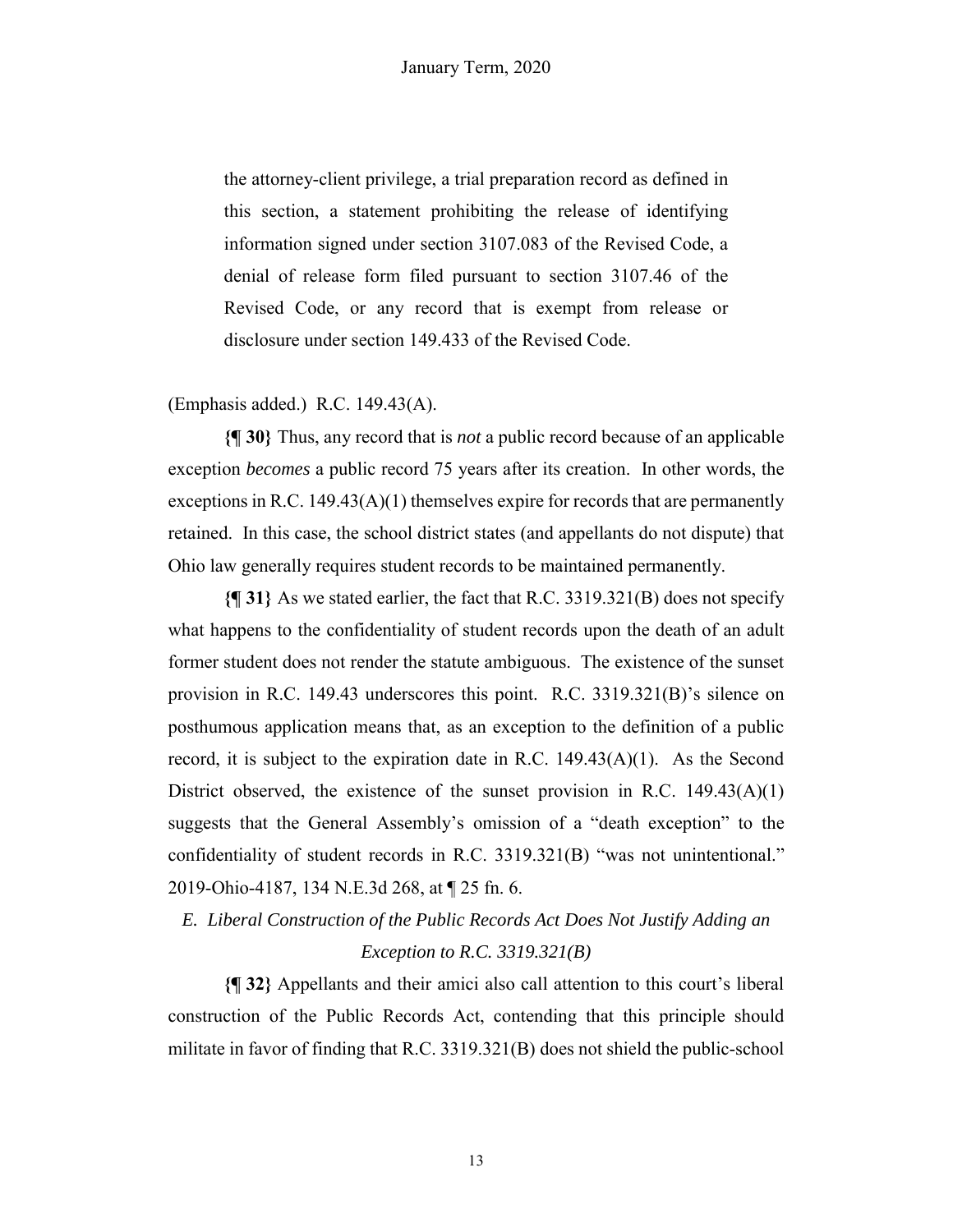> the attorney-client privilege, a trial preparation record as defined in this section, a statement prohibiting the release of identifying information signed under section 3107.083 of the Revised Code, a denial of release form filed pursuant to section 3107.46 of the Revised Code, or any record that is exempt from release or disclosure under section 149.433 of the Revised Code.

(Emphasis added.) R.C. 149.43(A).

**{¶ 30}** Thus, any record that is *not* a public record because of an applicable exception *becomes* a public record 75 years after its creation. In other words, the exceptions in R.C. 149.43(A)(1) themselves expire for records that are permanently retained. In this case, the school district states (and appellants do not dispute) that Ohio law generally requires student records to be maintained permanently.

**{¶ 31}** As we stated earlier, the fact that R.C. 3319.321(B) does not specify what happens to the confidentiality of student records upon the death of an adult former student does not render the statute ambiguous. The existence of the sunset provision in R.C. 149.43 underscores this point. R.C. 3319.321(B)'s silence on posthumous application means that, as an exception to the definition of a public record, it is subject to the expiration date in R.C. 149.43(A)(1). As the Second District observed, the existence of the sunset provision in R.C. 149.43(A)(1) suggests that the General Assembly's omission of a "death exception" to the confidentiality of student records in R.C. 3319.321(B) "was not unintentional." 2019-Ohio-4187, 134 N.E.3d 268, at ¶ 25 fn. 6.

### *E. Liberal Construction of the Public Records Act Does Not Justify Adding an Exception to R.C. 3319.321(B)*

**{¶ 32}** Appellants and their amici also call attention to this court's liberal construction of the Public Records Act, contending that this principle should militate in favor of finding that R.C. 3319.321(B) does not shield the public-school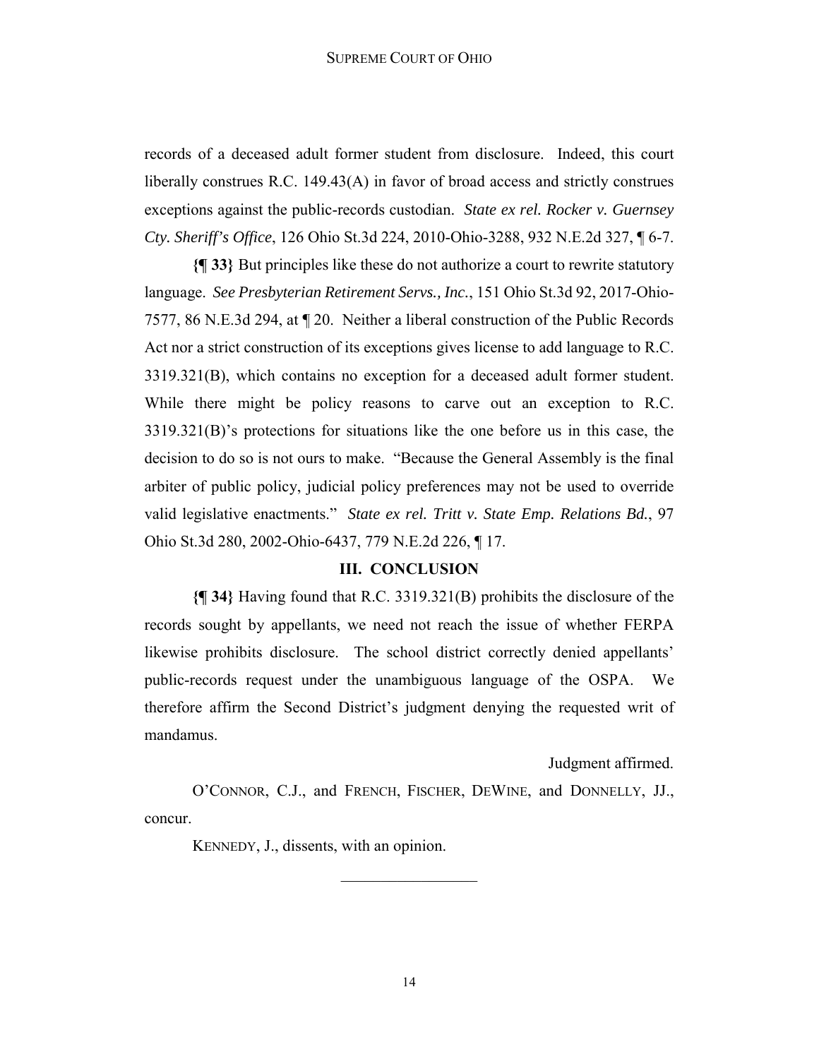records of a deceased adult former student from disclosure. Indeed, this court liberally construes R.C. 149.43(A) in favor of broad access and strictly construes exceptions against the public-records custodian. *State ex rel. Rocker v. Guernsey Cty. Sheriff's Office*, 126 Ohio St.3d 224, 2010-Ohio-3288, 932 N.E.2d 327, ¶ 6-7.

**{¶ 33}** But principles like these do not authorize a court to rewrite statutory language. *See Presbyterian Retirement Servs., Inc.*, 151 Ohio St.3d 92, 2017-Ohio-7577, 86 N.E.3d 294, at ¶ 20. Neither a liberal construction of the Public Records Act nor a strict construction of its exceptions gives license to add language to R.C. 3319.321(B), which contains no exception for a deceased adult former student. While there might be policy reasons to carve out an exception to R.C. 3319.321(B)'s protections for situations like the one before us in this case, the decision to do so is not ours to make. "Because the General Assembly is the final arbiter of public policy, judicial policy preferences may not be used to override valid legislative enactments." *State ex rel. Tritt v. State Emp. Relations Bd.*, 97 Ohio St.3d 280, 2002-Ohio-6437, 779 N.E.2d 226, ¶ 17.

## III. CONCLUSION

**{¶ 34}** Having found that R.C. 3319.321(B) prohibits the disclosure of the records sought by appellants, we need not reach the issue of whether FERPA likewise prohibits disclosure. The school district correctly denied appellants' public-records request under the unambiguous language of the OSPA. We therefore affirm the Second District's judgment denying the requested writ of mandamus.

Judgment affirmed.

O'CONNOR, C.J., and FRENCH, FISCHER, DEWINE, and DONNELLY, JJ., concur.

KENNEDY, J., dissents, with an opinion.

\_\_\_\_\_\_\_\_\_\_\_\_\_\_\_\_\_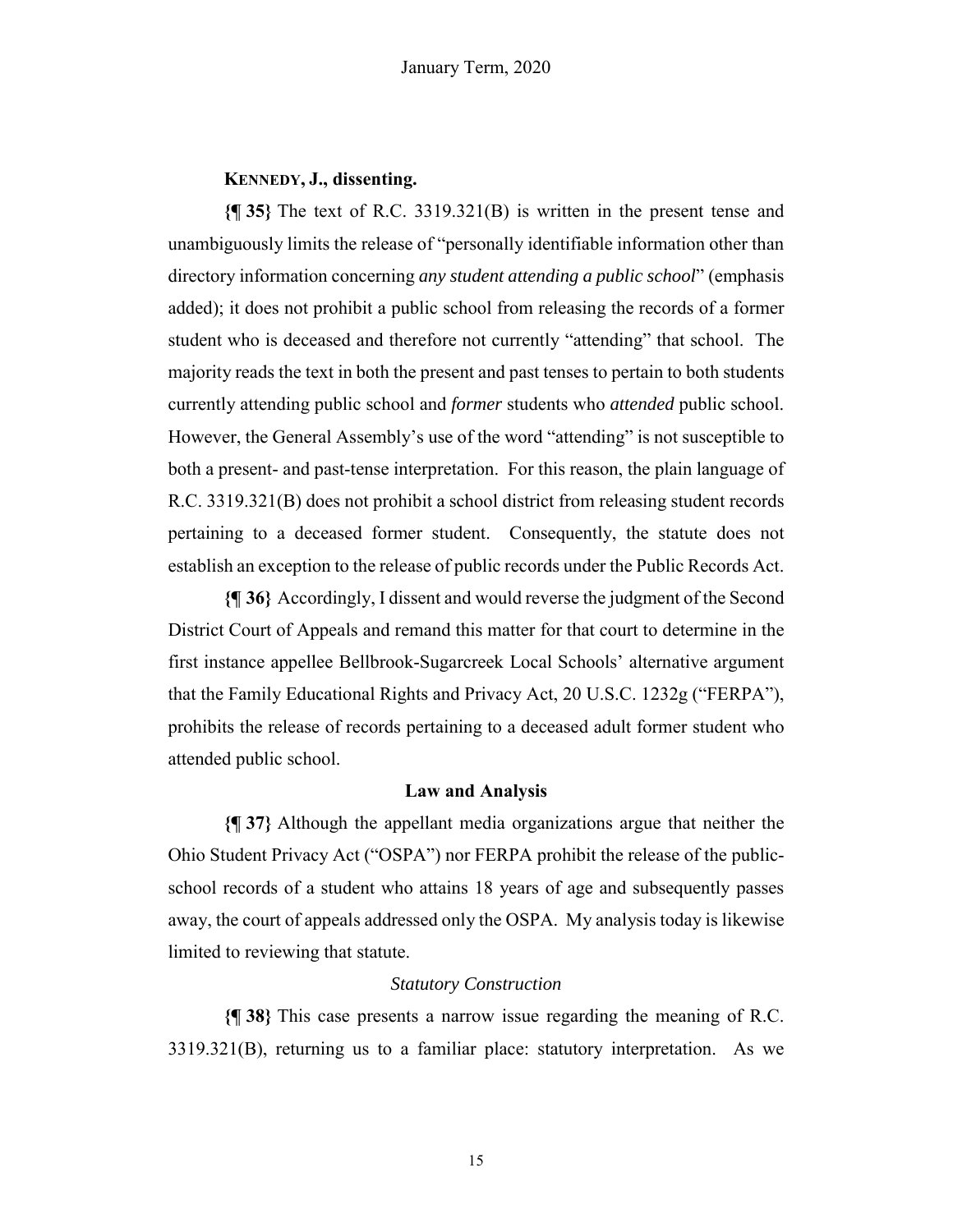**KENNEDY, J., dissenting.**

**{¶ 35}** The text of R.C. 3319.321(B) is written in the present tense and unambiguously limits the release of "personally identifiable information other than directory information concerning *any student attending a public school*" (emphasis added); it does not prohibit a public school from releasing the records of a former student who is deceased and therefore not currently "attending" that school. The majority reads the text in both the present and past tenses to pertain to both students currently attending public school and *former* students who *attended* public school. However, the General Assembly's use of the word "attending" is not susceptible to both a present- and past-tense interpretation. For this reason, the plain language of R.C. 3319.321(B) does not prohibit a school district from releasing student records pertaining to a deceased former student. Consequently, the statute does not establish an exception to the release of public records under the Public Records Act.

**{¶ 36}** Accordingly, I dissent and would reverse the judgment of the Second District Court of Appeals and remand this matter for that court to determine in the first instance appellee Bellbrook-Sugarcreek Local Schools' alternative argument that the Family Educational Rights and Privacy Act, 20 U.S.C. 1232g ("FERPA"), prohibits the release of records pertaining to a deceased adult former student who attended public school.

## Law and Analysis

**{¶ 37}** Although the appellant media organizations argue that neither the Ohio Student Privacy Act ("OSPA") nor FERPA prohibit the release of the public-school records of a student who attains 18 years of age and subsequently passes away, the court of appeals addressed only the OSPA. My analysis today is likewise limited to reviewing that statute.

### *Statutory Construction*

**{¶ 38}** This case presents a narrow issue regarding the meaning of R.C. 3319.321(B), returning us to a familiar place: statutory interpretation. As we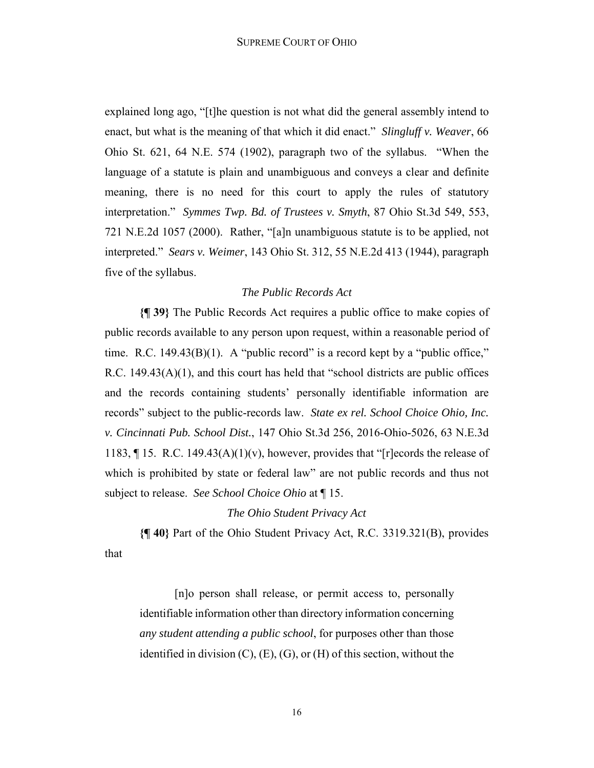explained long ago, "[t]he question is not what did the general assembly intend to enact, but what is the meaning of that which it did enact." *Slingluff v. Weaver*, 66 Ohio St. 621, 64 N.E. 574 (1902), paragraph two of the syllabus. "When the language of a statute is plain and unambiguous and conveys a clear and definite meaning, there is no need for this court to apply the rules of statutory interpretation." *Symmes Twp. Bd. of Trustees v. Smyth*, 87 Ohio St.3d 549, 553, 721 N.E.2d 1057 (2000). Rather, "[a]n unambiguous statute is to be applied, not interpreted." *Sears v. Weimer*, 143 Ohio St. 312, 55 N.E.2d 413 (1944), paragraph five of the syllabus.

*The Public Records Act*

**{¶ 39}** The Public Records Act requires a public office to make copies of public records available to any person upon request, within a reasonable period of time. R.C. 149.43(B)(1). A "public record" is a record kept by a "public office," R.C. 149.43(A)(1), and this court has held that "school districts are public offices and the records containing students' personally identifiable information are records" subject to the public-records law. *State ex rel. School Choice Ohio, Inc. v. Cincinnati Pub. School Dist.*, 147 Ohio St.3d 256, 2016-Ohio-5026, 63 N.E.3d 1183, ¶ 15. R.C. 149.43(A)(1)(v), however, provides that "[r]ecords the release of which is prohibited by state or federal law" are not public records and thus not subject to release. *See School Choice Ohio* at ¶ 15.

*The Ohio Student Privacy Act*

**{¶ 40}** Part of the Ohio Student Privacy Act, R.C. 3319.321(B), provides that

> [n]o person shall release, or permit access to, personally identifiable information other than directory information concerning *any student attending a public school*, for purposes other than those identified in division (C), (E), (G), or (H) of this section, without the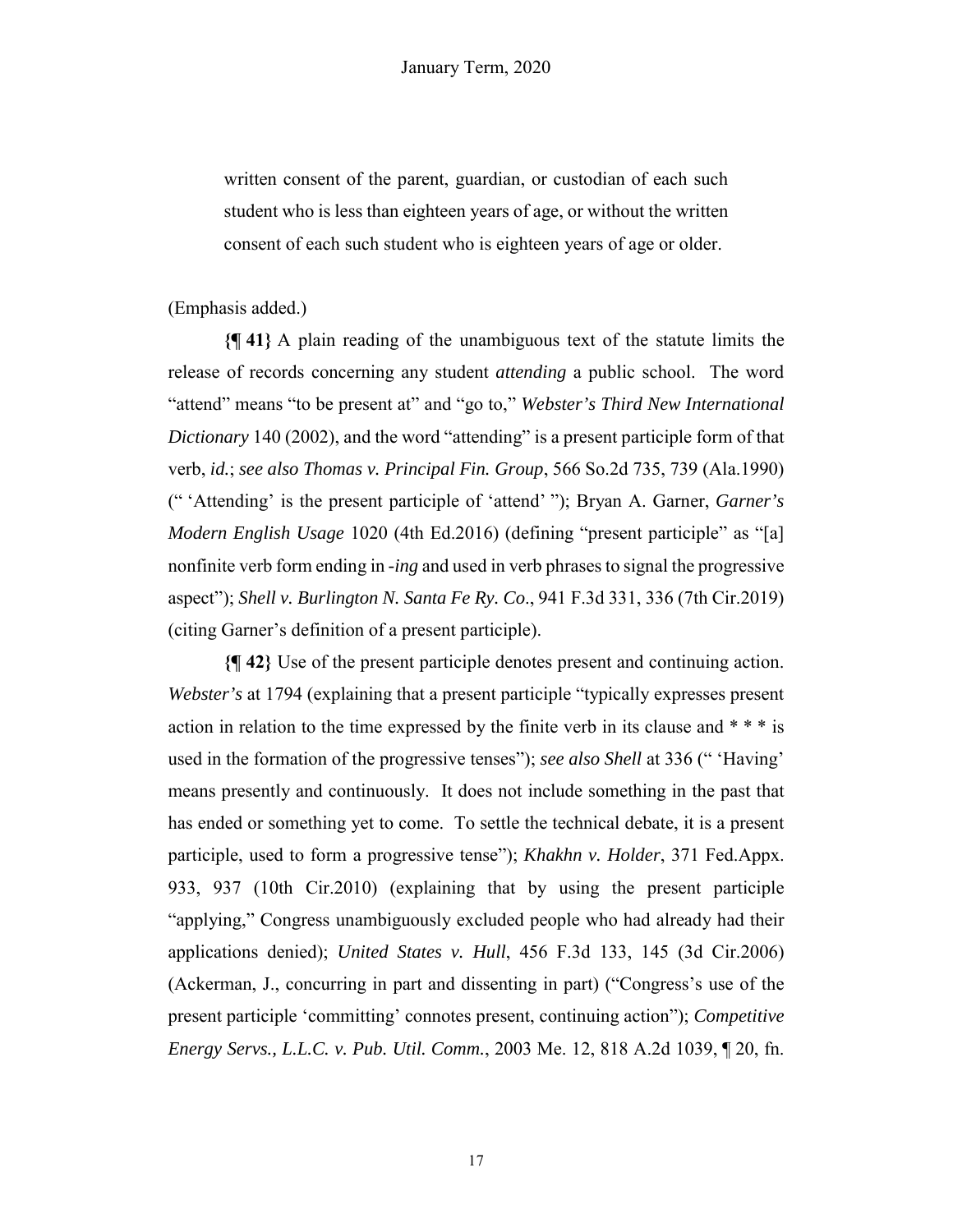> written consent of the parent, guardian, or custodian of each such student who is less than eighteen years of age, or without the written consent of each such student who is eighteen years of age or older.

(Emphasis added.)

**{¶ 41}** A plain reading of the unambiguous text of the statute limits the release of records concerning any student *attending* a public school. The word "attend" means "to be present at" and "go to," *Webster's Third New International Dictionary* 140 (2002), and the word "attending" is a present participle form of that verb, *id.*; *see also Thomas v. Principal Fin. Group*, 566 So.2d 735, 739 (Ala.1990) (" 'Attending' is the present participle of 'attend' "); Bryan A. Garner, *Garner's Modern English Usage* 1020 (4th Ed.2016) (defining "present participle" as "[a] nonfinite verb form ending in -*ing* and used in verb phrases to signal the progressive aspect"); *Shell v. Burlington N. Santa Fe Ry. Co*., 941 F.3d 331, 336 (7th Cir.2019) (citing Garner's definition of a present participle).

**{¶ 42}** Use of the present participle denotes present and continuing action. *Webster's* at 1794 (explaining that a present participle "typically expresses present action in relation to the time expressed by the finite verb in its clause and * * * is used in the formation of the progressive tenses"); *see also Shell* at 336 (" 'Having' means presently and continuously. It does not include something in the past that has ended or something yet to come. To settle the technical debate, it is a present participle, used to form a progressive tense"); *Khakhn v. Holder*, 371 Fed.Appx. 933, 937 (10th Cir.2010) (explaining that by using the present participle "applying," Congress unambiguously excluded people who had already had their applications denied); *United States v. Hull*, 456 F.3d 133, 145 (3d Cir.2006) (Ackerman, J., concurring in part and dissenting in part) ("Congress's use of the present participle 'committing' connotes present, continuing action"); *Competitive Energy Servs., L.L.C. v. Pub. Util. Comm.*, 2003 Me. 12, 818 A.2d 1039, ¶ 20, fn.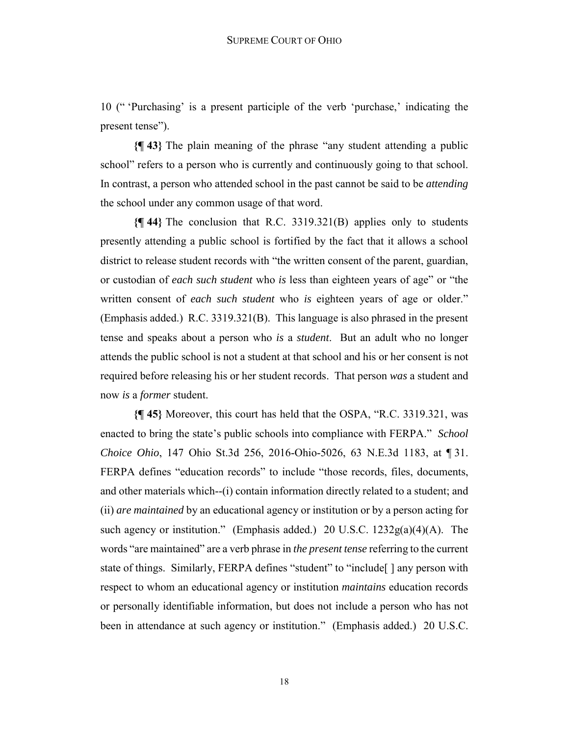10 ("'Purchasing' is a present participle of the verb 'purchase,' indicating the present tense").

**{¶ 43}** The plain meaning of the phrase "any student attending a public school" refers to a person who is currently and continuously going to that school. In contrast, a person who attended school in the past cannot be said to be *attending* the school under any common usage of that word.

**{¶ 44}** The conclusion that R.C. 3319.321(B) applies only to students presently attending a public school is fortified by the fact that it allows a school district to release student records with "the written consent of the parent, guardian, or custodian of *each such student* who *is* less than eighteen years of age" or "the written consent of *each such student* who *is* eighteen years of age or older." (Emphasis added.) R.C. 3319.321(B). This language is also phrased in the present tense and speaks about a person who *is* a *student*. But an adult who no longer attends the public school is not a student at that school and his or her consent is not required before releasing his or her student records. That person *was* a student and now *is* a *former* student.

**{¶ 45}** Moreover, this court has held that the OSPA, "R.C. 3319.321, was enacted to bring the state's public schools into compliance with FERPA." *School Choice Ohio*, 147 Ohio St.3d 256, 2016-Ohio-5026, 63 N.E.3d 1183, at ¶ 31. FERPA defines "education records" to include "those records, files, documents, and other materials which--(i) contain information directly related to a student; and (ii) *are maintained* by an educational agency or institution or by a person acting for such agency or institution." (Emphasis added.) 20 U.S.C. 1232g(a)(4)(A). The words "are maintained" are a verb phrase in *the present tense* referring to the current state of things. Similarly, FERPA defines "student" to "include[ ] any person with respect to whom an educational agency or institution *maintains* education records or personally identifiable information, but does not include a person who has not been in attendance at such agency or institution." (Emphasis added.) 20 U.S.C.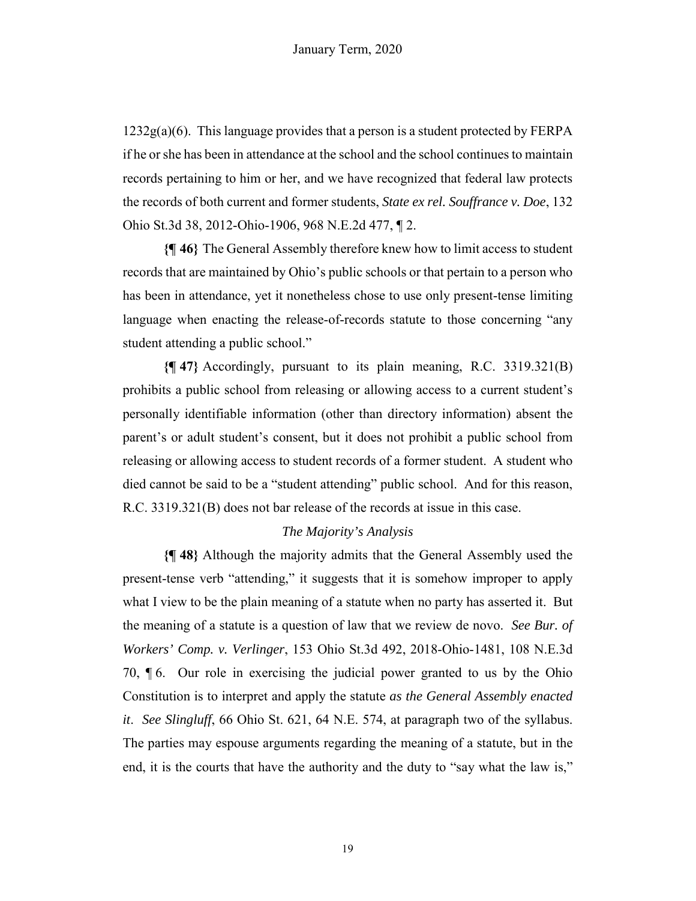1232g(a)(6). This language provides that a person is a student protected by FERPA if he or she has been in attendance at the school and the school continues to maintain records pertaining to him or her, and we have recognized that federal law protects the records of both current and former students, *State ex rel. Souffrance v. Doe*, 132 Ohio St.3d 38, 2012-Ohio-1906, 968 N.E.2d 477, ¶ 2.

**{¶ 46}** The General Assembly therefore knew how to limit access to student records that are maintained by Ohio's public schools or that pertain to a person who has been in attendance, yet it nonetheless chose to use only present-tense limiting language when enacting the release-of-records statute to those concerning "any student attending a public school."

**{¶ 47}** Accordingly, pursuant to its plain meaning, R.C. 3319.321(B) prohibits a public school from releasing or allowing access to a current student's personally identifiable information (other than directory information) absent the parent's or adult student's consent, but it does not prohibit a public school from releasing or allowing access to student records of a former student. A student who died cannot be said to be a "student attending" public school. And for this reason, R.C. 3319.321(B) does not bar release of the records at issue in this case.

*The Majority's Analysis*

**{¶ 48}** Although the majority admits that the General Assembly used the present-tense verb "attending," it suggests that it is somehow improper to apply what I view to be the plain meaning of a statute when no party has asserted it. But the meaning of a statute is a question of law that we review de novo. *See Bur. of Workers' Comp. v. Verlinger*, 153 Ohio St.3d 492, 2018-Ohio-1481, 108 N.E.3d 70, ¶ 6. Our role in exercising the judicial power granted to us by the Ohio Constitution is to interpret and apply the statute *as the General Assembly enacted it*. *See Slingluff*, 66 Ohio St. 621, 64 N.E. 574, at paragraph two of the syllabus. The parties may espouse arguments regarding the meaning of a statute, but in the end, it is the courts that have the authority and the duty to "say what the law is,"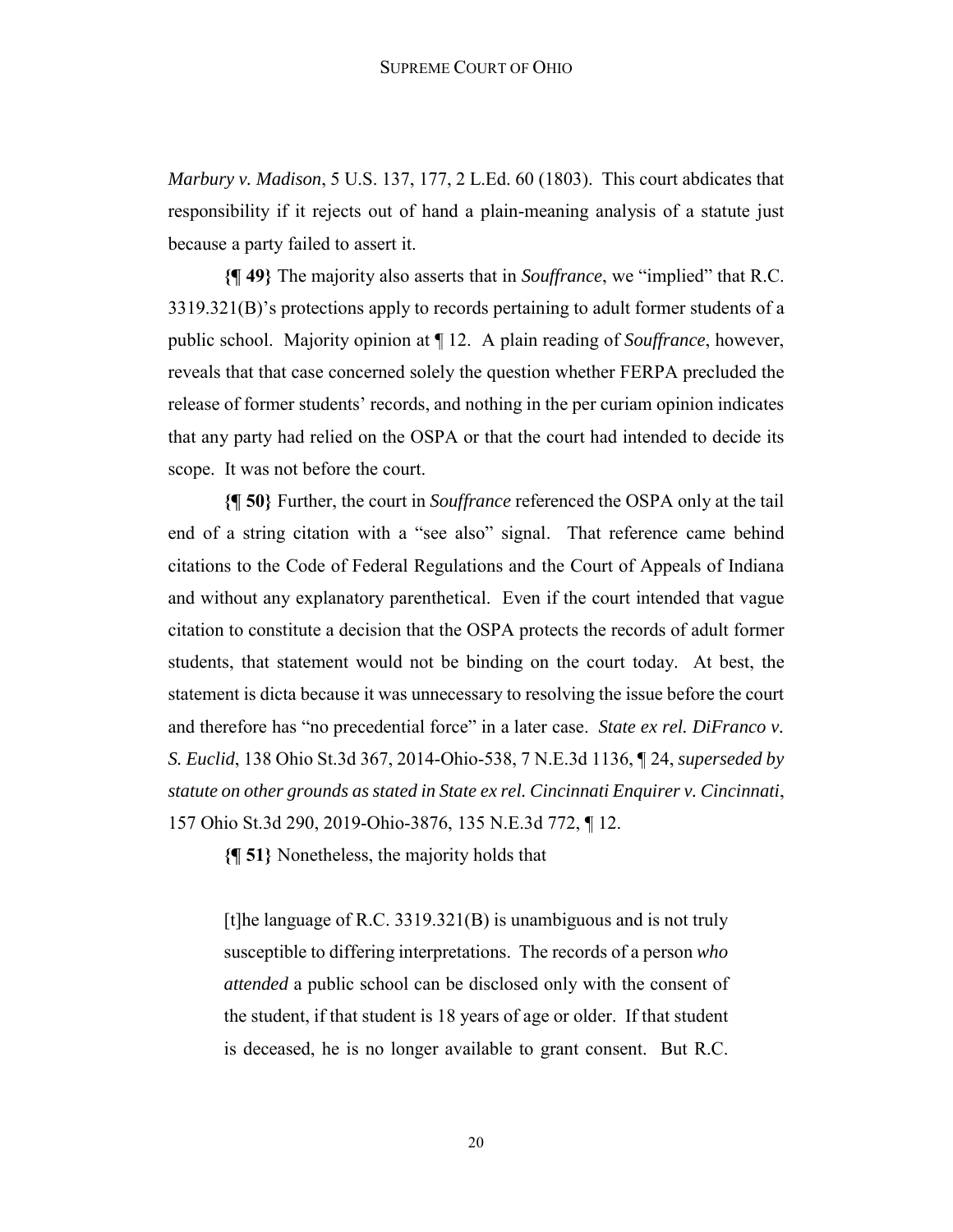*Marbury v. Madison*, 5 U.S. 137, 177, 2 L.Ed. 60 (1803). This court abdicates that responsibility if it rejects out of hand a plain-meaning analysis of a statute just because a party failed to assert it.

**{¶ 49}** The majority also asserts that in *Souffrance*, we "implied" that R.C. 3319.321(B)'s protections apply to records pertaining to adult former students of a public school. Majority opinion at ¶ 12. A plain reading of *Souffrance*, however, reveals that that case concerned solely the question whether FERPA precluded the release of former students' records, and nothing in the per curiam opinion indicates that any party had relied on the OSPA or that the court had intended to decide its scope. It was not before the court.

**{¶ 50}** Further, the court in *Souffrance* referenced the OSPA only at the tail end of a string citation with a "see also" signal. That reference came behind citations to the Code of Federal Regulations and the Court of Appeals of Indiana and without any explanatory parenthetical. Even if the court intended that vague citation to constitute a decision that the OSPA protects the records of adult former students, that statement would not be binding on the court today. At best, the statement is dicta because it was unnecessary to resolving the issue before the court and therefore has "no precedential force" in a later case. *State ex rel. DiFranco v. S. Euclid*, 138 Ohio St.3d 367, 2014-Ohio-538, 7 N.E.3d 1136, ¶ 24, *superseded by statute on other grounds as stated in State ex rel. Cincinnati Enquirer v. Cincinnati*, 157 Ohio St.3d 290, 2019-Ohio-3876, 135 N.E.3d 772, ¶ 12.

**{¶ 51}** Nonetheless, the majority holds that

> [t]he language of R.C. 3319.321(B) is unambiguous and is not truly susceptible to differing interpretations. The records of a person *who attended* a public school can be disclosed only with the consent of the student, if that student is 18 years of age or older. If that student is deceased, he is no longer available to grant consent. But R.C.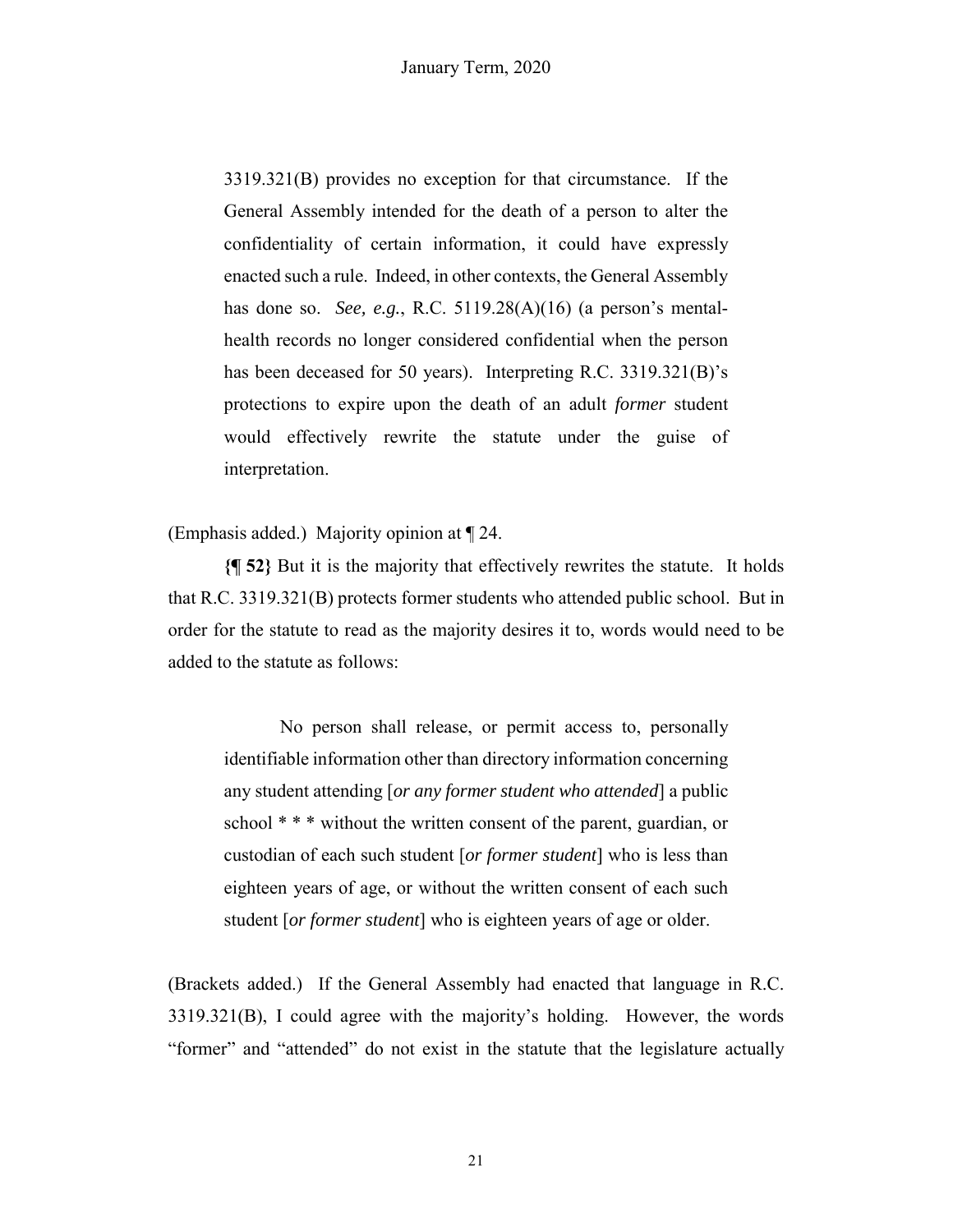> 3319.321(B) provides no exception for that circumstance. If the General Assembly intended for the death of a person to alter the confidentiality of certain information, it could have expressly enacted such a rule. Indeed, in other contexts, the General Assembly has done so. *See, e.g.*, R.C. 5119.28(A)(16) (a person's mental-health records no longer considered confidential when the person has been deceased for 50 years). Interpreting R.C. 3319.321(B)'s protections to expire upon the death of an adult *former* student would effectively rewrite the statute under the guise of interpretation.

(Emphasis added.) Majority opinion at ¶ 24.

**{¶ 52}** But it is the majority that effectively rewrites the statute. It holds that R.C. 3319.321(B) protects former students who attended public school. But in order for the statute to read as the majority desires it to, words would need to be added to the statute as follows:

> No person shall release, or permit access to, personally identifiable information other than directory information concerning any student attending [*or any former student who attended*] a public school * * * without the written consent of the parent, guardian, or custodian of each such student [*or former student*] who is less than eighteen years of age, or without the written consent of each such student [*or former student*] who is eighteen years of age or older.

(Brackets added.) If the General Assembly had enacted that language in R.C. 3319.321(B), I could agree with the majority's holding. However, the words "former" and "attended" do not exist in the statute that the legislature actually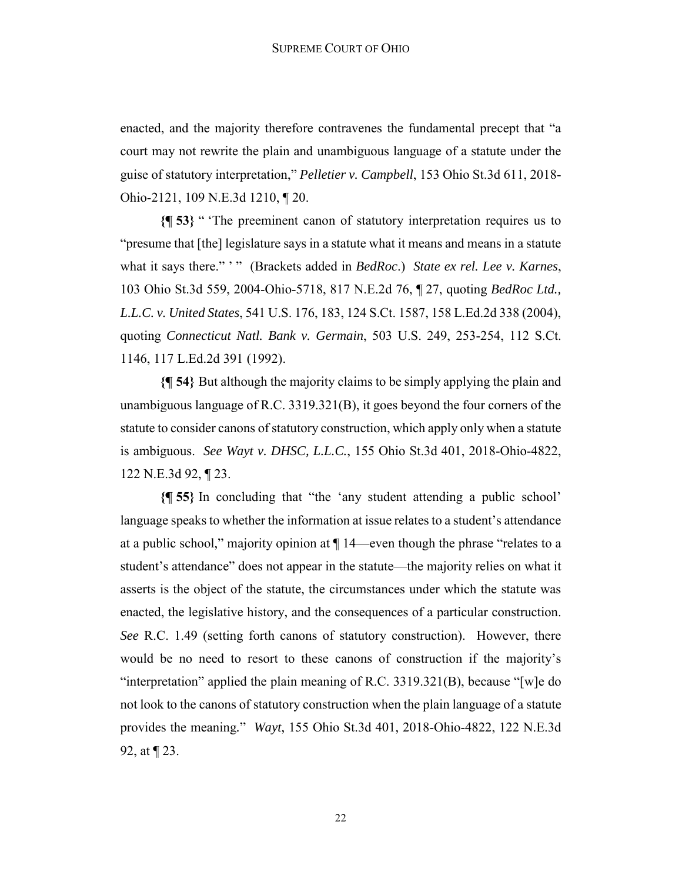enacted, and the majority therefore contravenes the fundamental precept that "a court may not rewrite the plain and unambiguous language of a statute under the guise of statutory interpretation," *Pelletier v. Campbell*, 153 Ohio St.3d 611, 2018-Ohio-2121, 109 N.E.3d 1210, ¶ 20.

**{¶ 53}** " 'The preeminent canon of statutory interpretation requires us to "presume that [the] legislature says in a statute what it means and means in a statute what it says there." ' " (Brackets added in *BedRoc*.) *State ex rel. Lee v. Karnes*, 103 Ohio St.3d 559, 2004-Ohio-5718, 817 N.E.2d 76, ¶ 27, quoting *BedRoc Ltd., L.L.C. v. United States*, 541 U.S. 176, 183, 124 S.Ct. 1587, 158 L.Ed.2d 338 (2004), quoting *Connecticut Natl. Bank v. Germain*, 503 U.S. 249, 253-254, 112 S.Ct. 1146, 117 L.Ed.2d 391 (1992).

**{¶ 54}** But although the majority claims to be simply applying the plain and unambiguous language of R.C. 3319.321(B), it goes beyond the four corners of the statute to consider canons of statutory construction, which apply only when a statute is ambiguous. *See Wayt v. DHSC, L.L.C.*, 155 Ohio St.3d 401, 2018-Ohio-4822, 122 N.E.3d 92, ¶ 23.

**{¶ 55}** In concluding that "the 'any student attending a public school' language speaks to whether the information at issue relates to a student's attendance at a public school," majority opinion at ¶ 14—even though the phrase "relates to a student's attendance" does not appear in the statute—the majority relies on what it asserts is the object of the statute, the circumstances under which the statute was enacted, the legislative history, and the consequences of a particular construction. *See* R.C. 1.49 (setting forth canons of statutory construction). However, there would be no need to resort to these canons of construction if the majority's "interpretation" applied the plain meaning of R.C. 3319.321(B), because "[w]e do not look to the canons of statutory construction when the plain language of a statute provides the meaning." *Wayt*, 155 Ohio St.3d 401, 2018-Ohio-4822, 122 N.E.3d 92, at ¶ 23.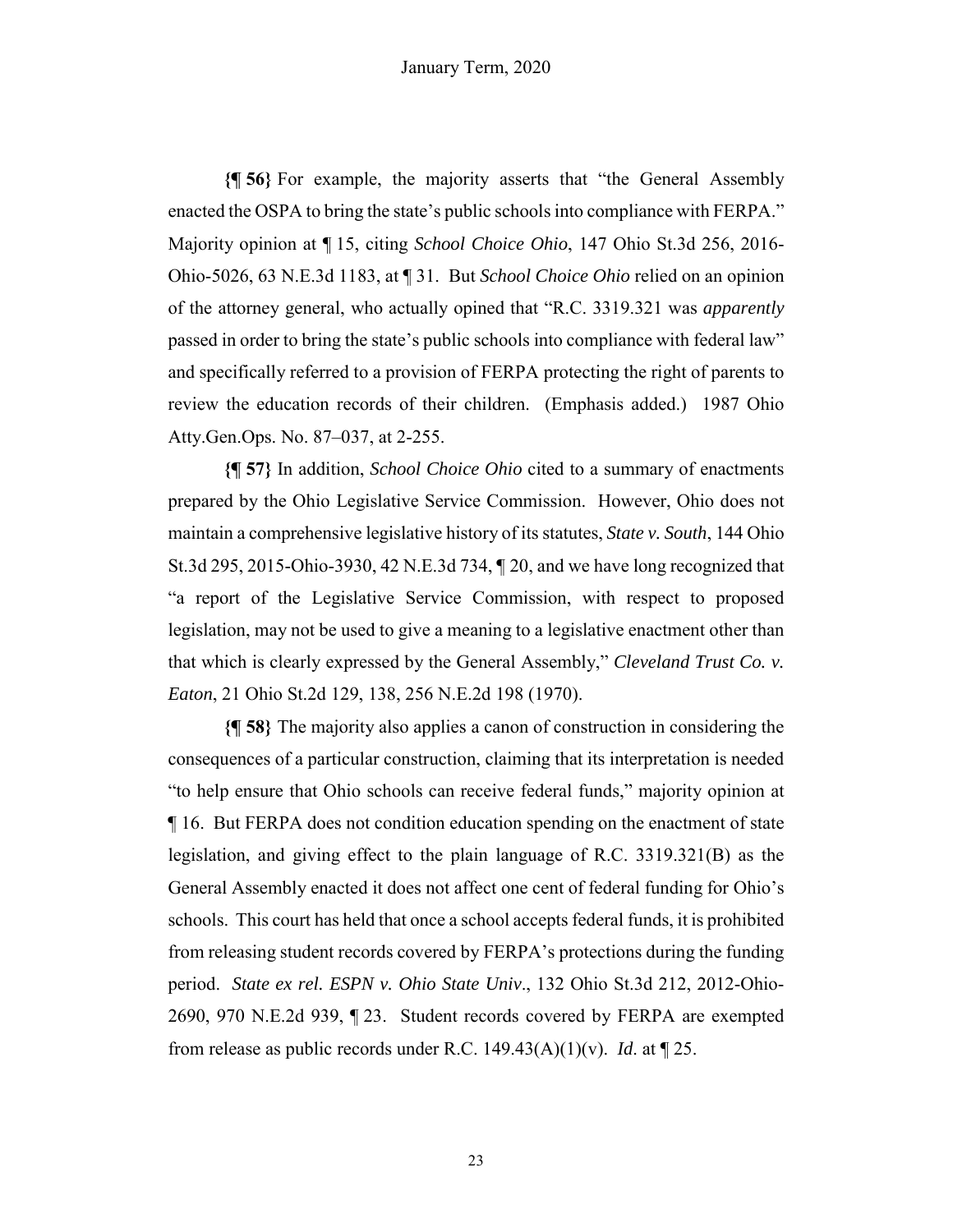**{¶ 56}** For example, the majority asserts that "the General Assembly enacted the OSPA to bring the state's public schools into compliance with FERPA." Majority opinion at ¶ 15, citing *School Choice Ohio*, 147 Ohio St.3d 256, 2016-Ohio-5026, 63 N.E.3d 1183, at ¶ 31. But *School Choice Ohio* relied on an opinion of the attorney general, who actually opined that "R.C. 3319.321 was *apparently* passed in order to bring the state's public schools into compliance with federal law" and specifically referred to a provision of FERPA protecting the right of parents to review the education records of their children. (Emphasis added.) 1987 Ohio Atty.Gen.Ops. No. 87–037, at 2-255.

**{¶ 57}** In addition, *School Choice Ohio* cited to a summary of enactments prepared by the Ohio Legislative Service Commission. However, Ohio does not maintain a comprehensive legislative history of its statutes, *State v. South*, 144 Ohio St.3d 295, 2015-Ohio-3930, 42 N.E.3d 734, ¶ 20, and we have long recognized that "a report of the Legislative Service Commission, with respect to proposed legislation, may not be used to give a meaning to a legislative enactment other than that which is clearly expressed by the General Assembly," *Cleveland Trust Co. v. Eaton*, 21 Ohio St.2d 129, 138, 256 N.E.2d 198 (1970).

**{¶ 58}** The majority also applies a canon of construction in considering the consequences of a particular construction, claiming that its interpretation is needed "to help ensure that Ohio schools can receive federal funds," majority opinion at ¶ 16. But FERPA does not condition education spending on the enactment of state legislation, and giving effect to the plain language of R.C. 3319.321(B) as the General Assembly enacted it does not affect one cent of federal funding for Ohio's schools. This court has held that once a school accepts federal funds, it is prohibited from releasing student records covered by FERPA's protections during the funding period. *State ex rel. ESPN v. Ohio State Univ*., 132 Ohio St.3d 212, 2012-Ohio-2690, 970 N.E.2d 939, ¶ 23. Student records covered by FERPA are exempted from release as public records under R.C. 149.43(A)(1)(v). *Id.* at ¶ 25.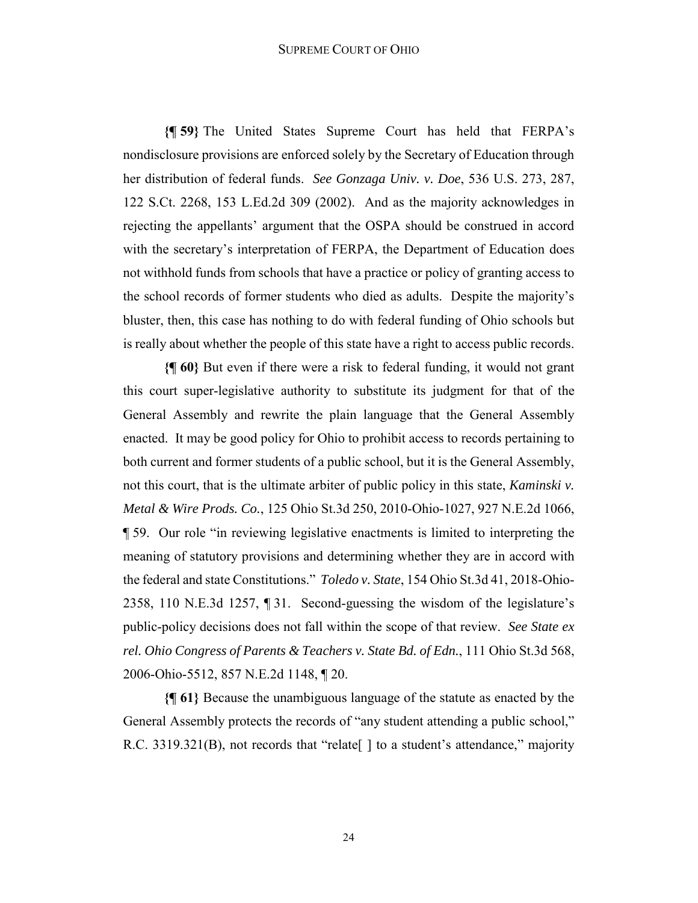**{¶ 59}** The United States Supreme Court has held that FERPA's nondisclosure provisions are enforced solely by the Secretary of Education through her distribution of federal funds. *See Gonzaga Univ. v. Doe*, 536 U.S. 273, 287, 122 S.Ct. 2268, 153 L.Ed.2d 309 (2002). And as the majority acknowledges in rejecting the appellants' argument that the OSPA should be construed in accord with the secretary's interpretation of FERPA, the Department of Education does not withhold funds from schools that have a practice or policy of granting access to the school records of former students who died as adults. Despite the majority's bluster, then, this case has nothing to do with federal funding of Ohio schools but is really about whether the people of this state have a right to access public records.

**{¶ 60}** But even if there were a risk to federal funding, it would not grant this court super-legislative authority to substitute its judgment for that of the General Assembly and rewrite the plain language that the General Assembly enacted. It may be good policy for Ohio to prohibit access to records pertaining to both current and former students of a public school, but it is the General Assembly, not this court, that is the ultimate arbiter of public policy in this state, *Kaminski v. Metal & Wire Prods. Co.*, 125 Ohio St.3d 250, 2010-Ohio-1027, 927 N.E.2d 1066, ¶ 59. Our role "in reviewing legislative enactments is limited to interpreting the meaning of statutory provisions and determining whether they are in accord with the federal and state Constitutions." *Toledo v. State*, 154 Ohio St.3d 41, 2018-Ohio-2358, 110 N.E.3d 1257, ¶ 31. Second-guessing the wisdom of the legislature's public-policy decisions does not fall within the scope of that review. *See State ex rel. Ohio Congress of Parents & Teachers v. State Bd. of Edn.*, 111 Ohio St.3d 568, 2006-Ohio-5512, 857 N.E.2d 1148, ¶ 20.

**{¶ 61}** Because the unambiguous language of the statute as enacted by the General Assembly protects the records of "any student attending a public school," R.C. 3319.321(B), not records that "relate[ ] to a student's attendance," majority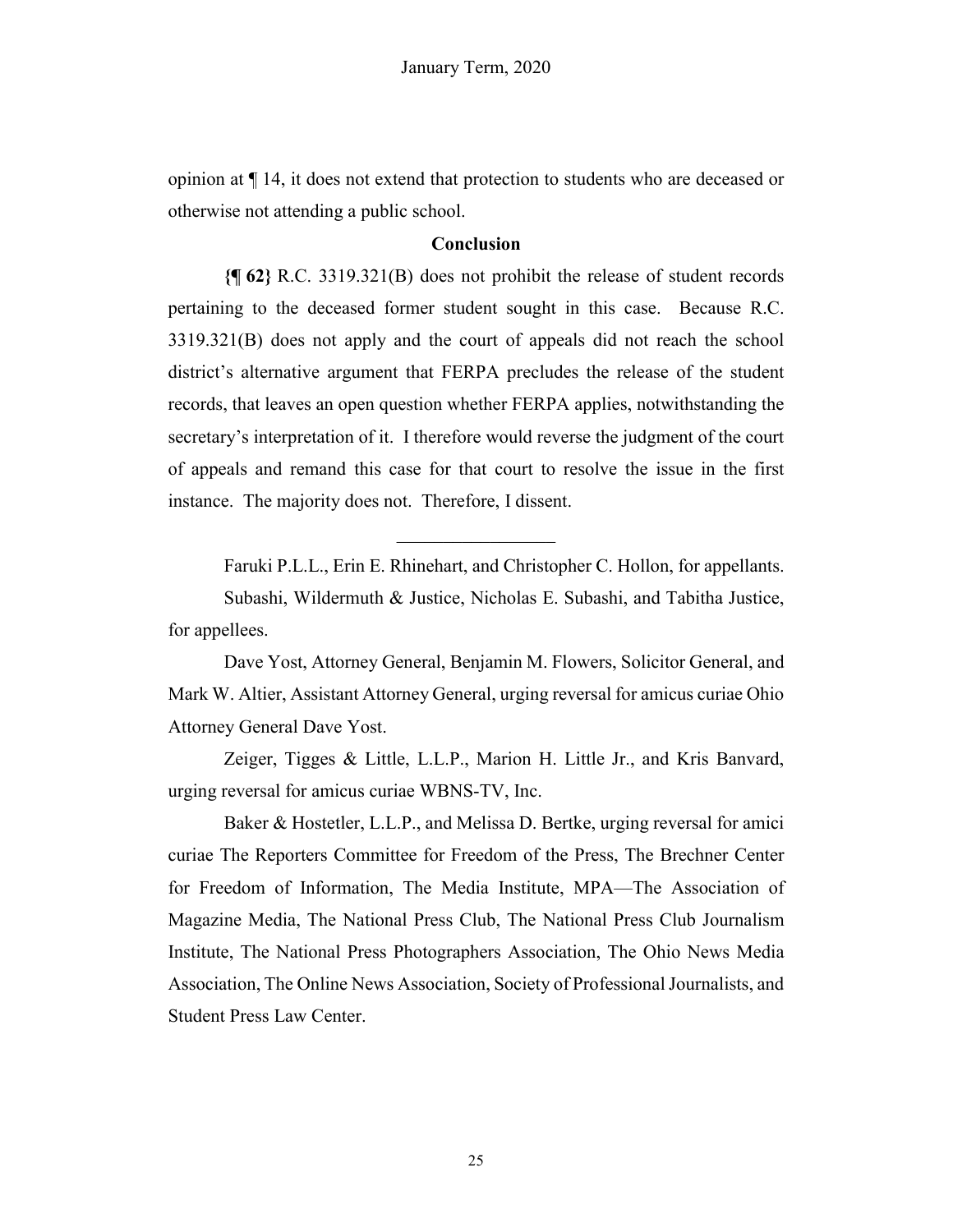opinion at ¶ 14, it does not extend that protection to students who are deceased or otherwise not attending a public school.

**Conclusion**

**{¶ 62}** R.C. 3319.321(B) does not prohibit the release of student records pertaining to the deceased former student sought in this case. Because R.C. 3319.321(B) does not apply and the court of appeals did not reach the school district's alternative argument that FERPA precludes the release of the student records, that leaves an open question whether FERPA applies, notwithstanding the secretary's interpretation of it. I therefore would reverse the judgment of the court of appeals and remand this case for that court to resolve the issue in the first instance. The majority does not. Therefore, I dissent.

---

Faruki P.L.L., Erin E. Rhinehart, and Christopher C. Hollon, for appellants.

Subashi, Wildermuth & Justice, Nicholas E. Subashi, and Tabitha Justice, for appellees.

Dave Yost, Attorney General, Benjamin M. Flowers, Solicitor General, and Mark W. Altier, Assistant Attorney General, urging reversal for amicus curiae Ohio Attorney General Dave Yost.

Zeiger, Tigges & Little, L.L.P., Marion H. Little Jr., and Kris Banvard, urging reversal for amicus curiae WBNS-TV, Inc.

Baker & Hostetler, L.L.P., and Melissa D. Bertke, urging reversal for amici curiae The Reporters Committee for Freedom of the Press, The Brechner Center for Freedom of Information, The Media Institute, MPA—The Association of Magazine Media, The National Press Club, The National Press Club Journalism Institute, The National Press Photographers Association, The Ohio News Media Association, The Online News Association, Society of Professional Journalists, and Student Press Law Center.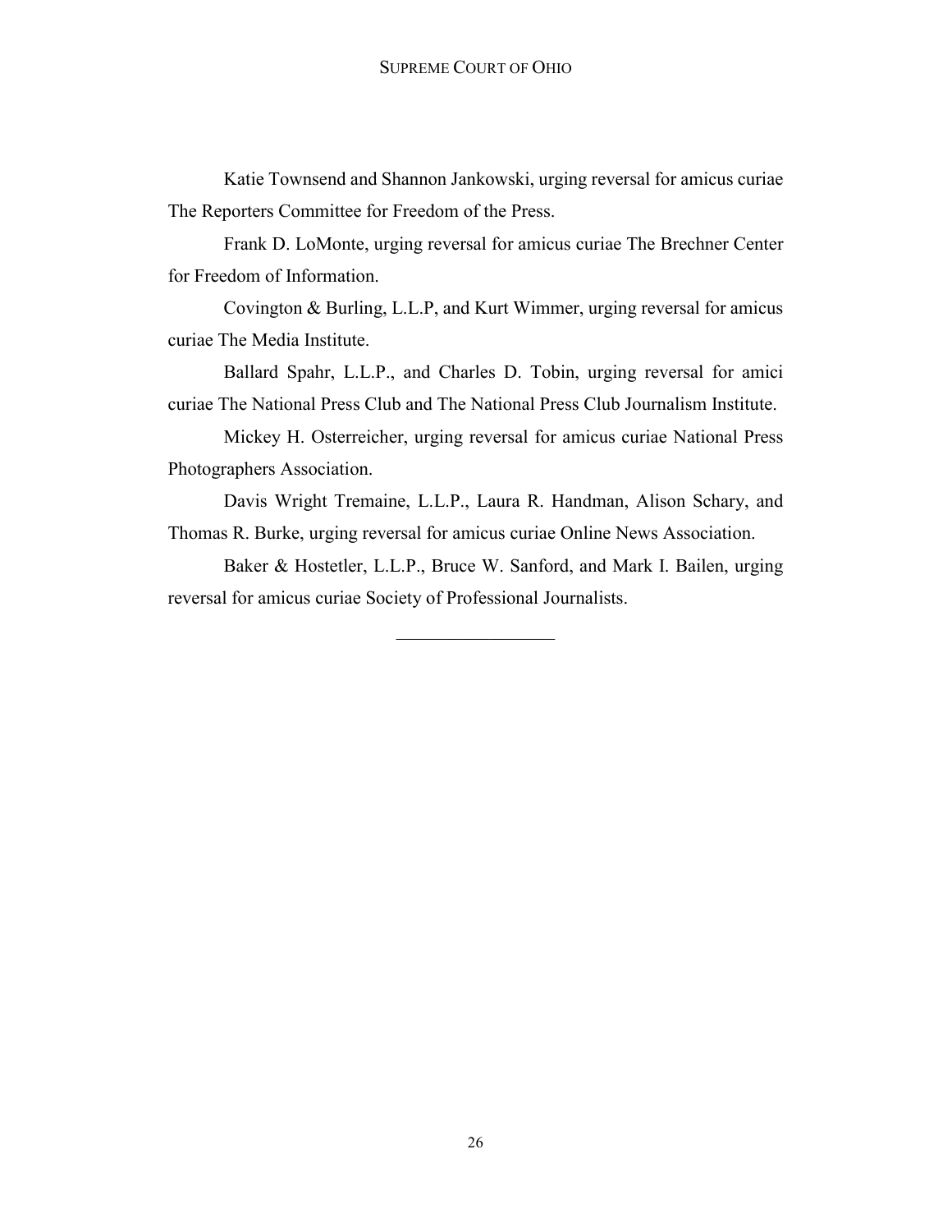Katie Townsend and Shannon Jankowski, urging reversal for amicus curiae The Reporters Committee for Freedom of the Press.

Frank D. LoMonte, urging reversal for amicus curiae The Brechner Center for Freedom of Information.

Covington & Burling, L.L.P, and Kurt Wimmer, urging reversal for amicus curiae The Media Institute.

Ballard Spahr, L.L.P., and Charles D. Tobin, urging reversal for amici curiae The National Press Club and The National Press Club Journalism Institute.

Mickey H. Osterreicher, urging reversal for amicus curiae National Press Photographers Association.

Davis Wright Tremaine, L.L.P., Laura R. Handman, Alison Schary, and Thomas R. Burke, urging reversal for amicus curiae Online News Association.

Baker & Hostetler, L.L.P., Bruce W. Sanford, and Mark I. Bailen, urging reversal for amicus curiae Society of Professional Journalists.

---